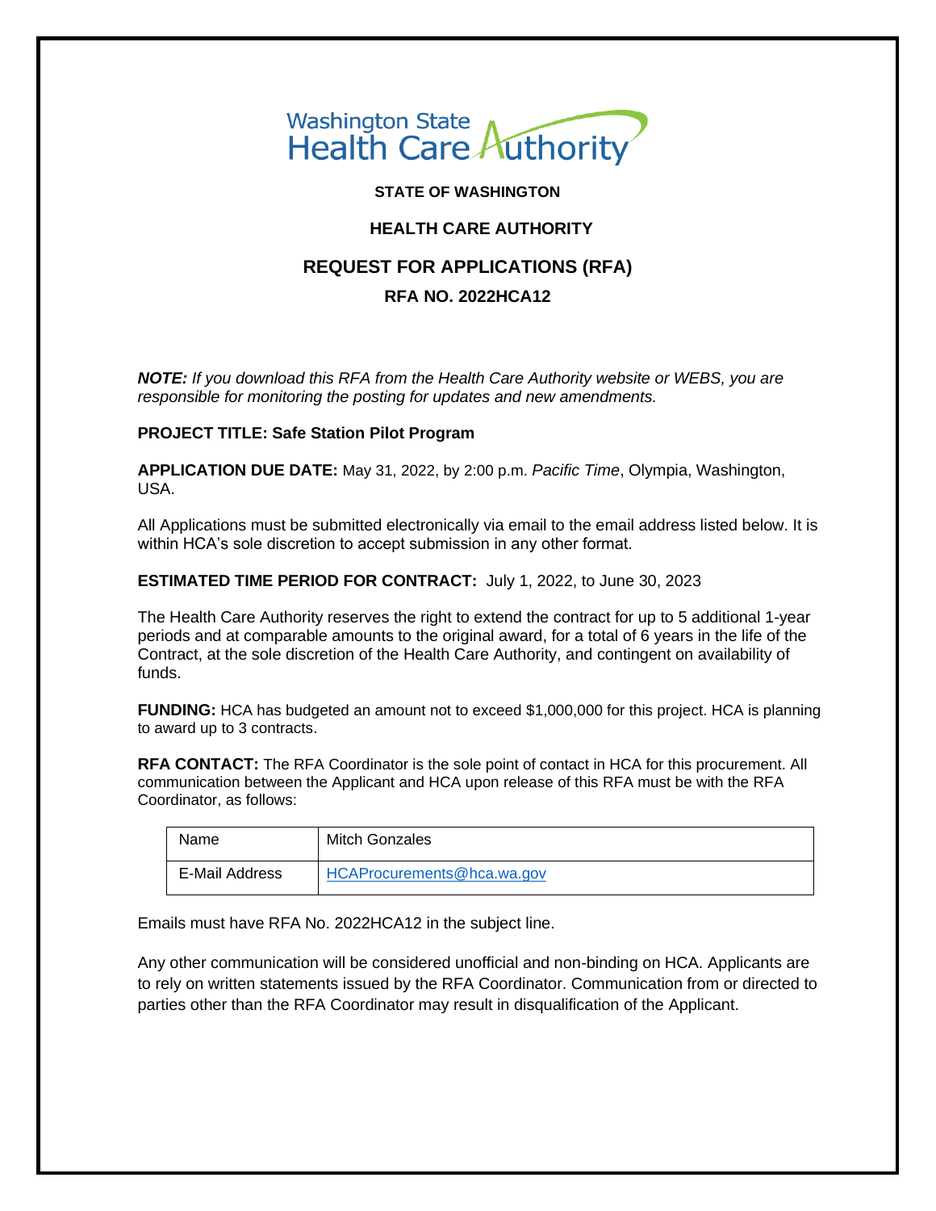Washington State Health Care Authority

**STATE OF WASHINGTON**

**HEALTH CARE AUTHORITY**

# REQUEST FOR APPLICATIONS (RFA)

## RFA NO. 2022HCA12

***NOTE:*** *If you download this RFA from the Health Care Authority website or WEBS, you are responsible for monitoring the posting for updates and new amendments.*

**PROJECT TITLE: Safe Station Pilot Program**

**APPLICATION DUE DATE:** May 31, 2022, by 2:00 p.m. *Pacific Time*, Olympia, Washington, USA.

All Applications must be submitted electronically via email to the email address listed below. It is within HCA's sole discretion to accept submission in any other format.

**ESTIMATED TIME PERIOD FOR CONTRACT:** July 1, 2022, to June 30, 2023

The Health Care Authority reserves the right to extend the contract for up to 5 additional 1-year periods and at comparable amounts to the original award, for a total of 6 years in the life of the Contract, at the sole discretion of the Health Care Authority, and contingent on availability of funds.

**FUNDING:** HCA has budgeted an amount not to exceed $1,000,000 for this project. HCA is planning to award up to 3 contracts.

**RFA CONTACT:** The RFA Coordinator is the sole point of contact in HCA for this procurement. All communication between the Applicant and HCA upon release of this RFA must be with the RFA Coordinator, as follows:

| Name | Mitch Gonzales |
|---|---|
| E-Mail Address | HCAProcurements@hca.wa.gov |

Emails must have RFA No. 2022HCA12 in the subject line.

Any other communication will be considered unofficial and non-binding on HCA. Applicants are to rely on written statements issued by the RFA Coordinator. Communication from or directed to parties other than the RFA Coordinator may result in disqualification of the Applicant.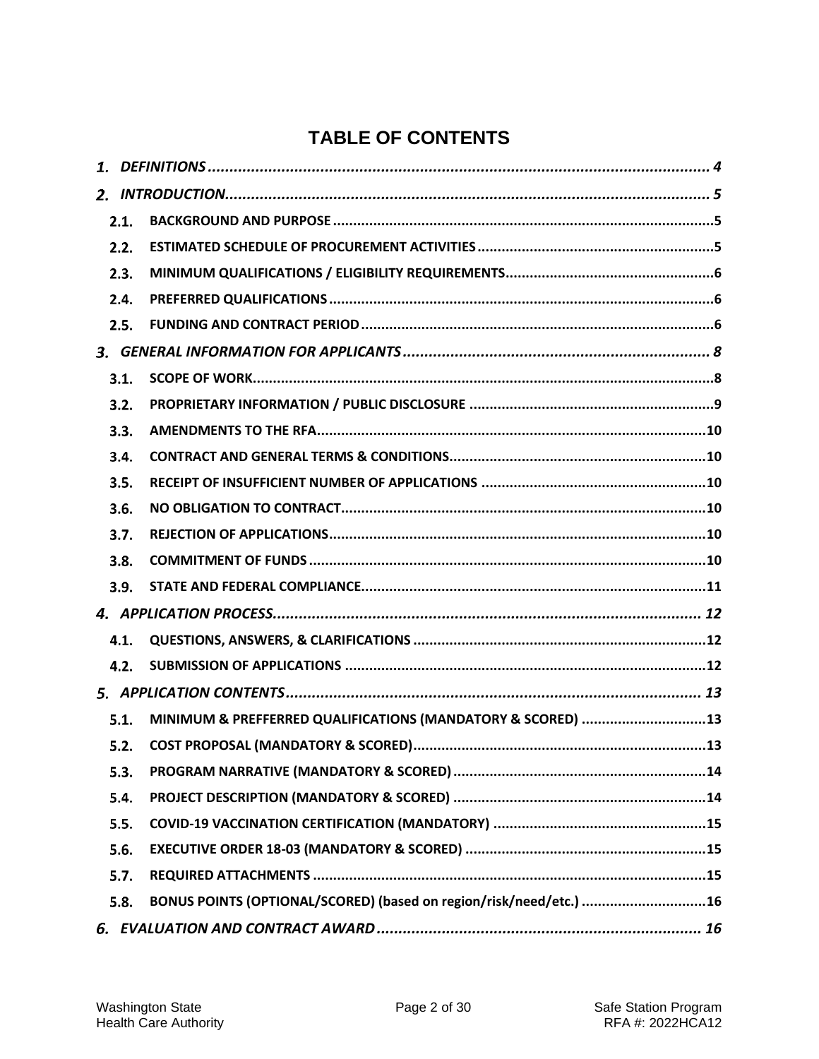# TABLE OF CONTENTS

1. DEFINITIONS ..... 4
2. INTRODUCTION ..... 5
   - 2.1. BACKGROUND AND PURPOSE ..... 5
   - 2.2. ESTIMATED SCHEDULE OF PROCUREMENT ACTIVITIES ..... 5
   - 2.3. MINIMUM QUALIFICATIONS / ELIGIBILITY REQUIREMENTS ..... 6
   - 2.4. PREFERRED QUALIFICATIONS ..... 6
   - 2.5. FUNDING AND CONTRACT PERIOD ..... 6
3. GENERAL INFORMATION FOR APPLICANTS ..... 8
   - 3.1. SCOPE OF WORK ..... 8
   - 3.2. PROPRIETARY INFORMATION / PUBLIC DISCLOSURE ..... 9
   - 3.3. AMENDMENTS TO THE RFA ..... 10
   - 3.4. CONTRACT AND GENERAL TERMS & CONDITIONS ..... 10
   - 3.5. RECEIPT OF INSUFFICIENT NUMBER OF APPLICATIONS ..... 10
   - 3.6. NO OBLIGATION TO CONTRACT ..... 10
   - 3.7. REJECTION OF APPLICATIONS ..... 10
   - 3.8. COMMITMENT OF FUNDS ..... 10
   - 3.9. STATE AND FEDERAL COMPLIANCE ..... 11
4. APPLICATION PROCESS ..... 12
   - 4.1. QUESTIONS, ANSWERS, & CLARIFICATIONS ..... 12
   - 4.2. SUBMISSION OF APPLICATIONS ..... 12
5. APPLICATION CONTENTS ..... 13
   - 5.1. MINIMUM & PREFFERRED QUALIFICATIONS (MANDATORY & SCORED) ..... 13
   - 5.2. COST PROPOSAL (MANDATORY & SCORED) ..... 13
   - 5.3. PROGRAM NARRATIVE (MANDATORY & SCORED) ..... 14
   - 5.4. PROJECT DESCRIPTION (MANDATORY & SCORED) ..... 14
   - 5.5. COVID-19 VACCINATION CERTIFICATION (MANDATORY) ..... 15
   - 5.6. EXECUTIVE ORDER 18-03 (MANDATORY & SCORED) ..... 15
   - 5.7. REQUIRED ATTACHMENTS ..... 15
   - 5.8. BONUS POINTS (OPTIONAL/SCORED) (based on region/risk/need/etc.) ..... 16
6. EVALUATION AND CONTRACT AWARD ..... 16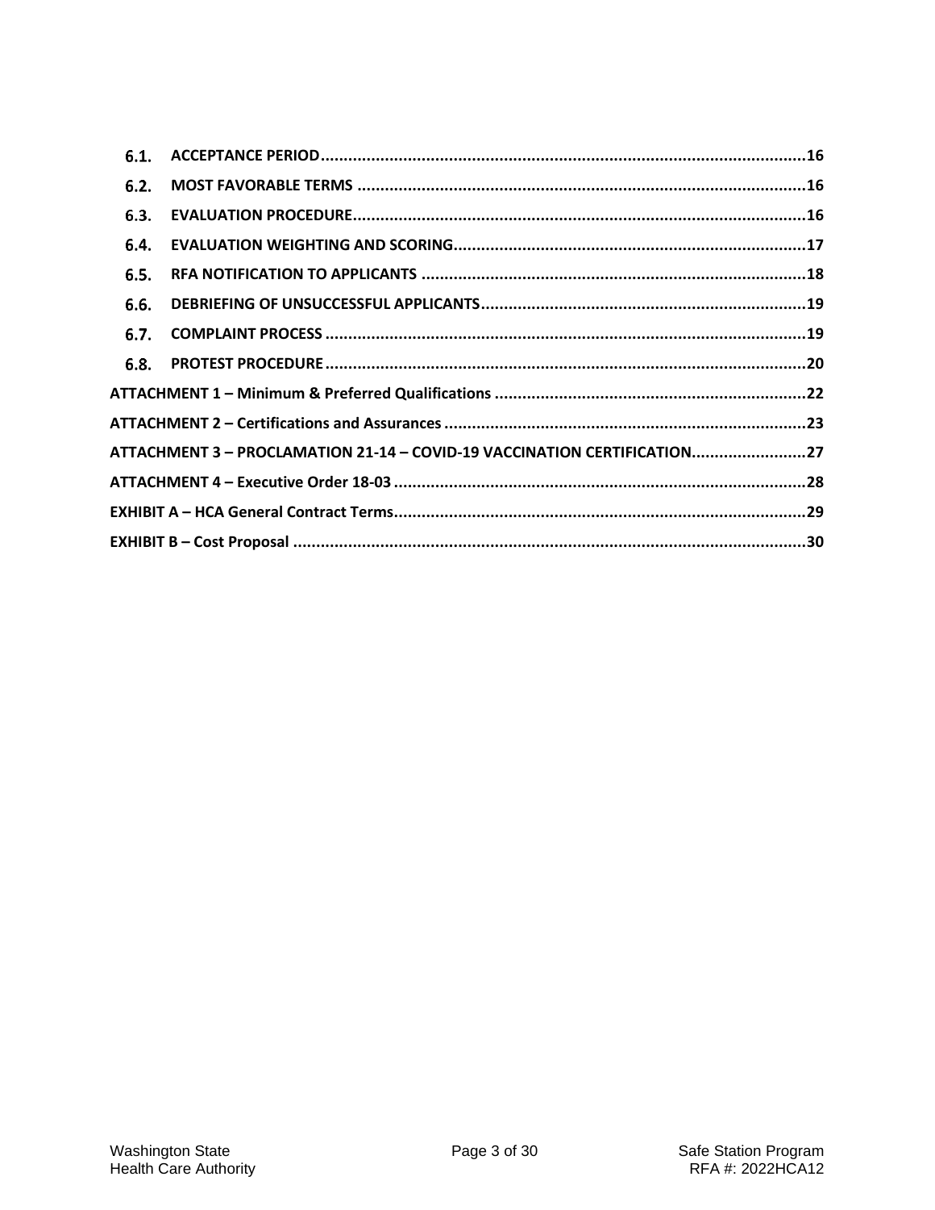6.1. ACCEPTANCE PERIOD ........................................................................................................16
6.2. MOST FAVORABLE TERMS .................................................................................................16
6.3. EVALUATION PROCEDURE.................................................................................................16
6.4. EVALUATION WEIGHTING AND SCORING...........................................................................17
6.5. RFA NOTIFICATION TO APPLICANTS ..................................................................................18
6.6. DEBRIEFING OF UNSUCCESSFUL APPLICANTS......................................................................19
6.7. COMPLAINT PROCESS .......................................................................................................19
6.8. PROTEST PROCEDURE .......................................................................................................20

ATTACHMENT 1 – Minimum & Preferred Qualifications ...................................................................22

ATTACHMENT 2 – Certifications and Assurances ..............................................................................23

ATTACHMENT 3 – PROCLAMATION 21-14 – COVID-19 VACCINATION CERTIFICATION.........................27

ATTACHMENT 4 – Executive Order 18-03 ........................................................................................28

EXHIBIT A – HCA General Contract Terms..........................................................................................29

EXHIBIT B – Cost Proposal ................................................................................................................30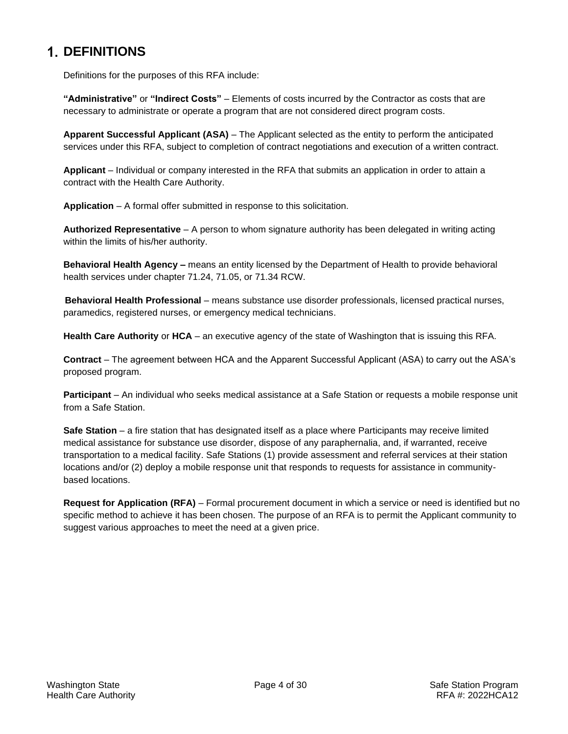# 1. DEFINITIONS

Definitions for the purposes of this RFA include:

**"Administrative"** or **"Indirect Costs"** – Elements of costs incurred by the Contractor as costs that are necessary to administrate or operate a program that are not considered direct program costs.

**Apparent Successful Applicant (ASA)** – The Applicant selected as the entity to perform the anticipated services under this RFA, subject to completion of contract negotiations and execution of a written contract.

**Applicant** – Individual or company interested in the RFA that submits an application in order to attain a contract with the Health Care Authority.

**Application** – A formal offer submitted in response to this solicitation.

**Authorized Representative** – A person to whom signature authority has been delegated in writing acting within the limits of his/her authority.

**Behavioral Health Agency –** means an entity licensed by the Department of Health to provide behavioral health services under chapter 71.24, 71.05, or 71.34 RCW.

**Behavioral Health Professional** – means substance use disorder professionals, licensed practical nurses, paramedics, registered nurses, or emergency medical technicians.

**Health Care Authority** or **HCA** – an executive agency of the state of Washington that is issuing this RFA.

**Contract** – The agreement between HCA and the Apparent Successful Applicant (ASA) to carry out the ASA's proposed program.

**Participant** – An individual who seeks medical assistance at a Safe Station or requests a mobile response unit from a Safe Station.

**Safe Station** – a fire station that has designated itself as a place where Participants may receive limited medical assistance for substance use disorder, dispose of any paraphernalia, and, if warranted, receive transportation to a medical facility. Safe Stations (1) provide assessment and referral services at their station locations and/or (2) deploy a mobile response unit that responds to requests for assistance in community-based locations.

**Request for Application (RFA)** – Formal procurement document in which a service or need is identified but no specific method to achieve it has been chosen. The purpose of an RFA is to permit the Applicant community to suggest various approaches to meet the need at a given price.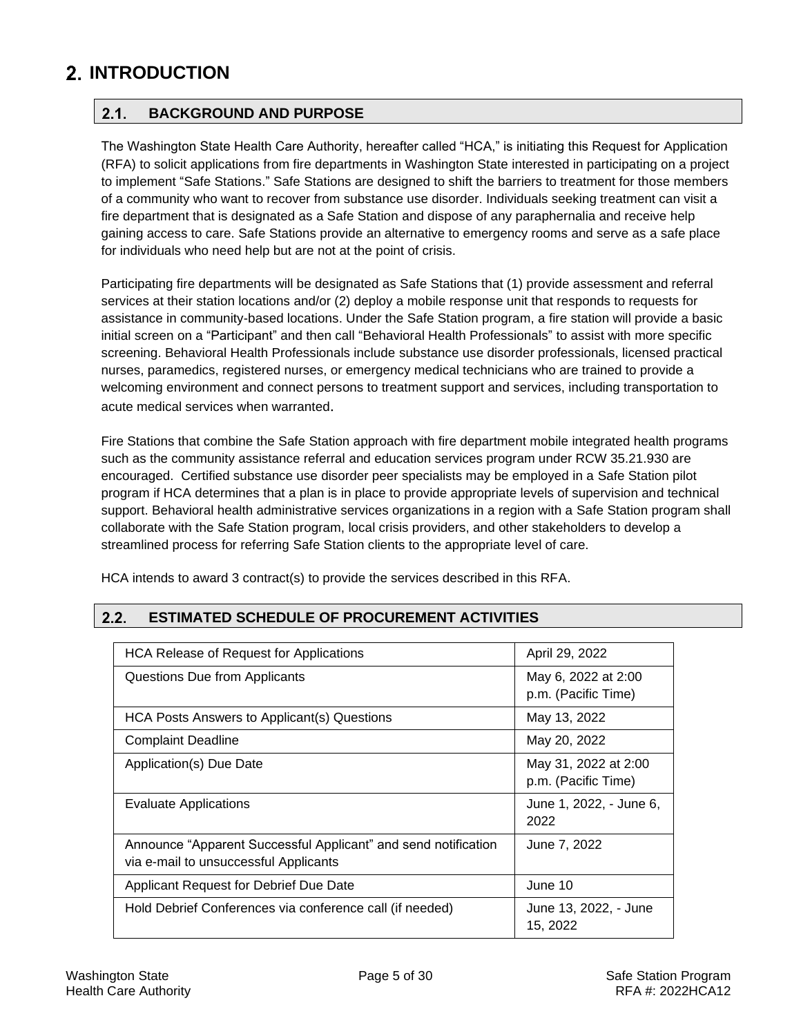# 2. INTRODUCTION

## 2.1. BACKGROUND AND PURPOSE

The Washington State Health Care Authority, hereafter called "HCA," is initiating this Request for Application (RFA) to solicit applications from fire departments in Washington State interested in participating on a project to implement "Safe Stations." Safe Stations are designed to shift the barriers to treatment for those members of a community who want to recover from substance use disorder. Individuals seeking treatment can visit a fire department that is designated as a Safe Station and dispose of any paraphernalia and receive help gaining access to care. Safe Stations provide an alternative to emergency rooms and serve as a safe place for individuals who need help but are not at the point of crisis.

Participating fire departments will be designated as Safe Stations that (1) provide assessment and referral services at their station locations and/or (2) deploy a mobile response unit that responds to requests for assistance in community-based locations. Under the Safe Station program, a fire station will provide a basic initial screen on a "Participant" and then call "Behavioral Health Professionals" to assist with more specific screening. Behavioral Health Professionals include substance use disorder professionals, licensed practical nurses, paramedics, registered nurses, or emergency medical technicians who are trained to provide a welcoming environment and connect persons to treatment support and services, including transportation to acute medical services when warranted.

Fire Stations that combine the Safe Station approach with fire department mobile integrated health programs such as the community assistance referral and education services program under RCW 35.21.930 are encouraged. Certified substance use disorder peer specialists may be employed in a Safe Station pilot program if HCA determines that a plan is in place to provide appropriate levels of supervision and technical support. Behavioral health administrative services organizations in a region with a Safe Station program shall collaborate with the Safe Station program, local crisis providers, and other stakeholders to develop a streamlined process for referring Safe Station clients to the appropriate level of care.

HCA intends to award 3 contract(s) to provide the services described in this RFA.

## 2.2. ESTIMATED SCHEDULE OF PROCUREMENT ACTIVITIES

| | |
|---|---|
| HCA Release of Request for Applications | April 29, 2022 |
| Questions Due from Applicants | May 6, 2022 at 2:00 p.m. (Pacific Time) |
| HCA Posts Answers to Applicant(s) Questions | May 13, 2022 |
| Complaint Deadline | May 20, 2022 |
| Application(s) Due Date | May 31, 2022 at 2:00 p.m. (Pacific Time) |
| Evaluate Applications | June 1, 2022, - June 6, 2022 |
| Announce "Apparent Successful Applicant" and send notification via e-mail to unsuccessful Applicants | June 7, 2022 |
| Applicant Request for Debrief Due Date | June 10 |
| Hold Debrief Conferences via conference call (if needed) | June 13, 2022, - June 15, 2022 |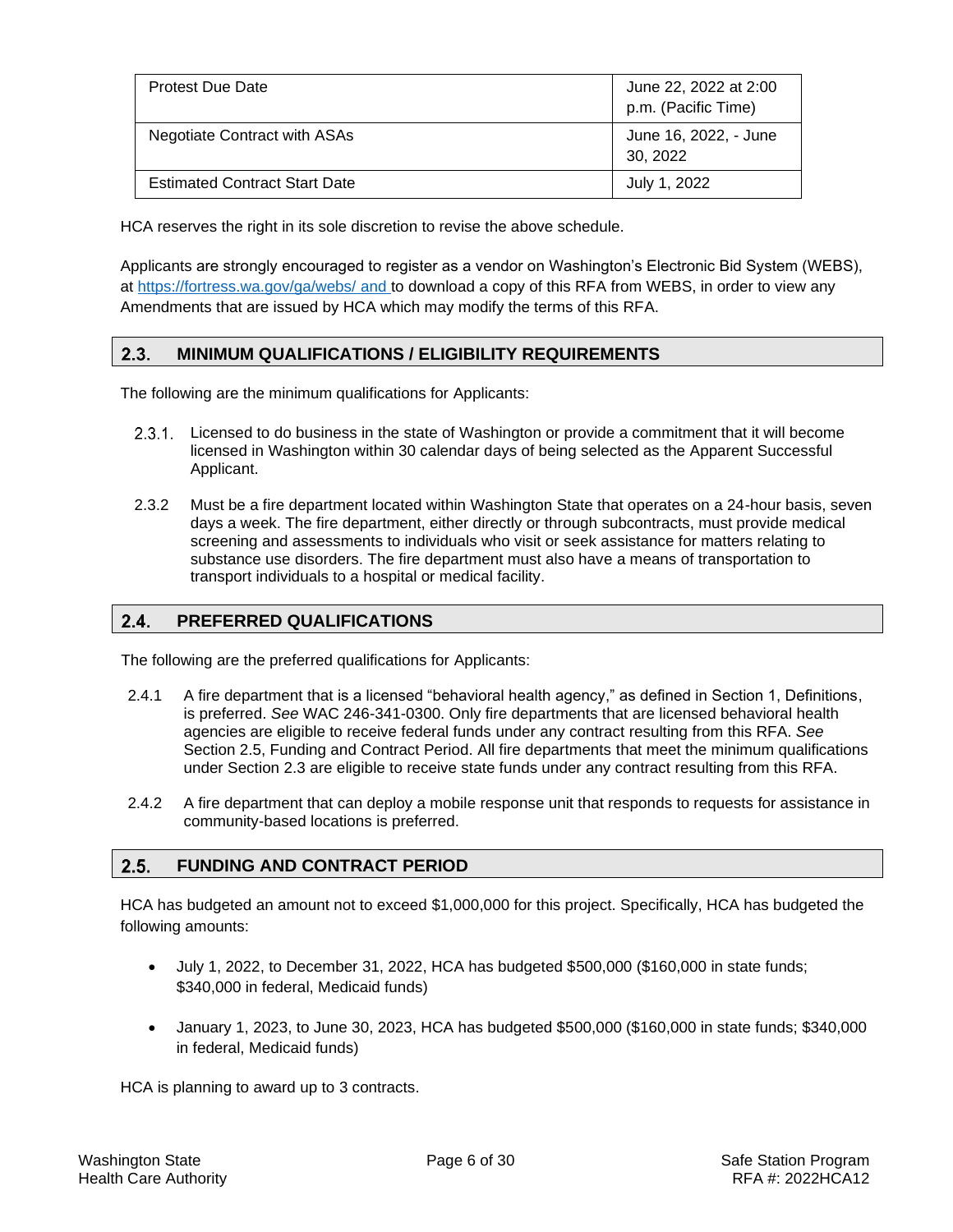| Protest Due Date | June 22, 2022 at 2:00 p.m. (Pacific Time) |
|---|---|
| Negotiate Contract with ASAs | June 16, 2022, - June 30, 2022 |
| Estimated Contract Start Date | July 1, 2022 |

HCA reserves the right in its sole discretion to revise the above schedule.

Applicants are strongly encouraged to register as a vendor on Washington's Electronic Bid System (WEBS), at https://fortress.wa.gov/ga/webs/ and to download a copy of this RFA from WEBS, in order to view any Amendments that are issued by HCA which may modify the terms of this RFA.

## 2.3. MINIMUM QUALIFICATIONS / ELIGIBILITY REQUIREMENTS

The following are the minimum qualifications for Applicants:

2.3.1. Licensed to do business in the state of Washington or provide a commitment that it will become licensed in Washington within 30 calendar days of being selected as the Apparent Successful Applicant.

2.3.2 Must be a fire department located within Washington State that operates on a 24-hour basis, seven days a week. The fire department, either directly or through subcontracts, must provide medical screening and assessments to individuals who visit or seek assistance for matters relating to substance use disorders. The fire department must also have a means of transportation to transport individuals to a hospital or medical facility.

## 2.4. PREFERRED QUALIFICATIONS

The following are the preferred qualifications for Applicants:

2.4.1 A fire department that is a licensed "behavioral health agency," as defined in Section 1, Definitions, is preferred. *See* WAC 246-341-0300. Only fire departments that are licensed behavioral health agencies are eligible to receive federal funds under any contract resulting from this RFA. *See* Section 2.5, Funding and Contract Period. All fire departments that meet the minimum qualifications under Section 2.3 are eligible to receive state funds under any contract resulting from this RFA.

2.4.2 A fire department that can deploy a mobile response unit that responds to requests for assistance in community-based locations is preferred.

## 2.5. FUNDING AND CONTRACT PERIOD

HCA has budgeted an amount not to exceed $1,000,000 for this project. Specifically, HCA has budgeted the following amounts:

- July 1, 2022, to December 31, 2022, HCA has budgeted $500,000 ($160,000 in state funds; $340,000 in federal, Medicaid funds)
- January 1, 2023, to June 30, 2023, HCA has budgeted $500,000 ($160,000 in state funds; $340,000 in federal, Medicaid funds)

HCA is planning to award up to 3 contracts.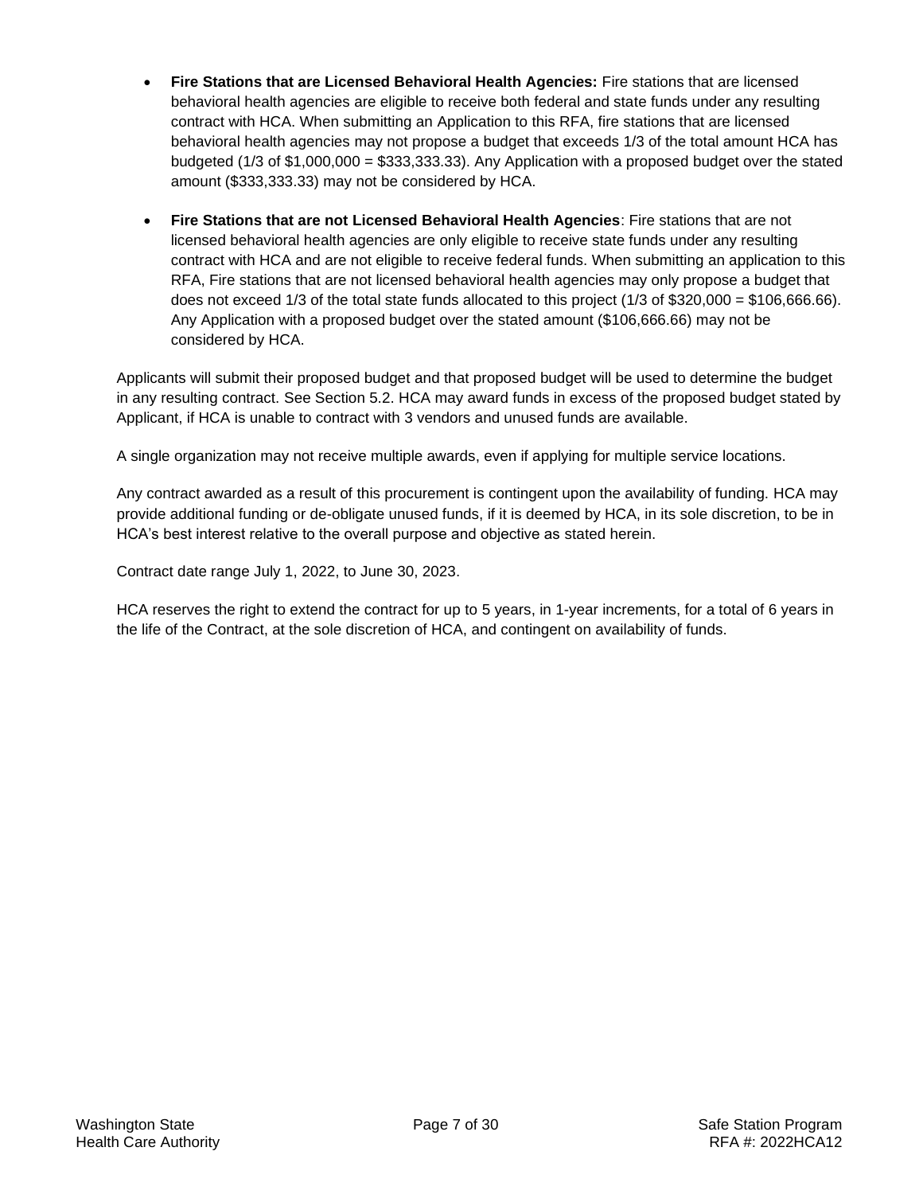- **Fire Stations that are Licensed Behavioral Health Agencies:** Fire stations that are licensed behavioral health agencies are eligible to receive both federal and state funds under any resulting contract with HCA. When submitting an Application to this RFA, fire stations that are licensed behavioral health agencies may not propose a budget that exceeds 1/3 of the total amount HCA has budgeted (1/3 of $1,000,000 = $333,333.33). Any Application with a proposed budget over the stated amount ($333,333.33) may not be considered by HCA.

- **Fire Stations that are not Licensed Behavioral Health Agencies**: Fire stations that are not licensed behavioral health agencies are only eligible to receive state funds under any resulting contract with HCA and are not eligible to receive federal funds. When submitting an application to this RFA, Fire stations that are not licensed behavioral health agencies may only propose a budget that does not exceed 1/3 of the total state funds allocated to this project (1/3 of $320,000 = $106,666.66). Any Application with a proposed budget over the stated amount ($106,666.66) may not be considered by HCA.

Applicants will submit their proposed budget and that proposed budget will be used to determine the budget in any resulting contract. See Section 5.2. HCA may award funds in excess of the proposed budget stated by Applicant, if HCA is unable to contract with 3 vendors and unused funds are available.

A single organization may not receive multiple awards, even if applying for multiple service locations.

Any contract awarded as a result of this procurement is contingent upon the availability of funding. HCA may provide additional funding or de-obligate unused funds, if it is deemed by HCA, in its sole discretion, to be in HCA's best interest relative to the overall purpose and objective as stated herein.

Contract date range July 1, 2022, to June 30, 2023.

HCA reserves the right to extend the contract for up to 5 years, in 1-year increments, for a total of 6 years in the life of the Contract, at the sole discretion of HCA, and contingent on availability of funds.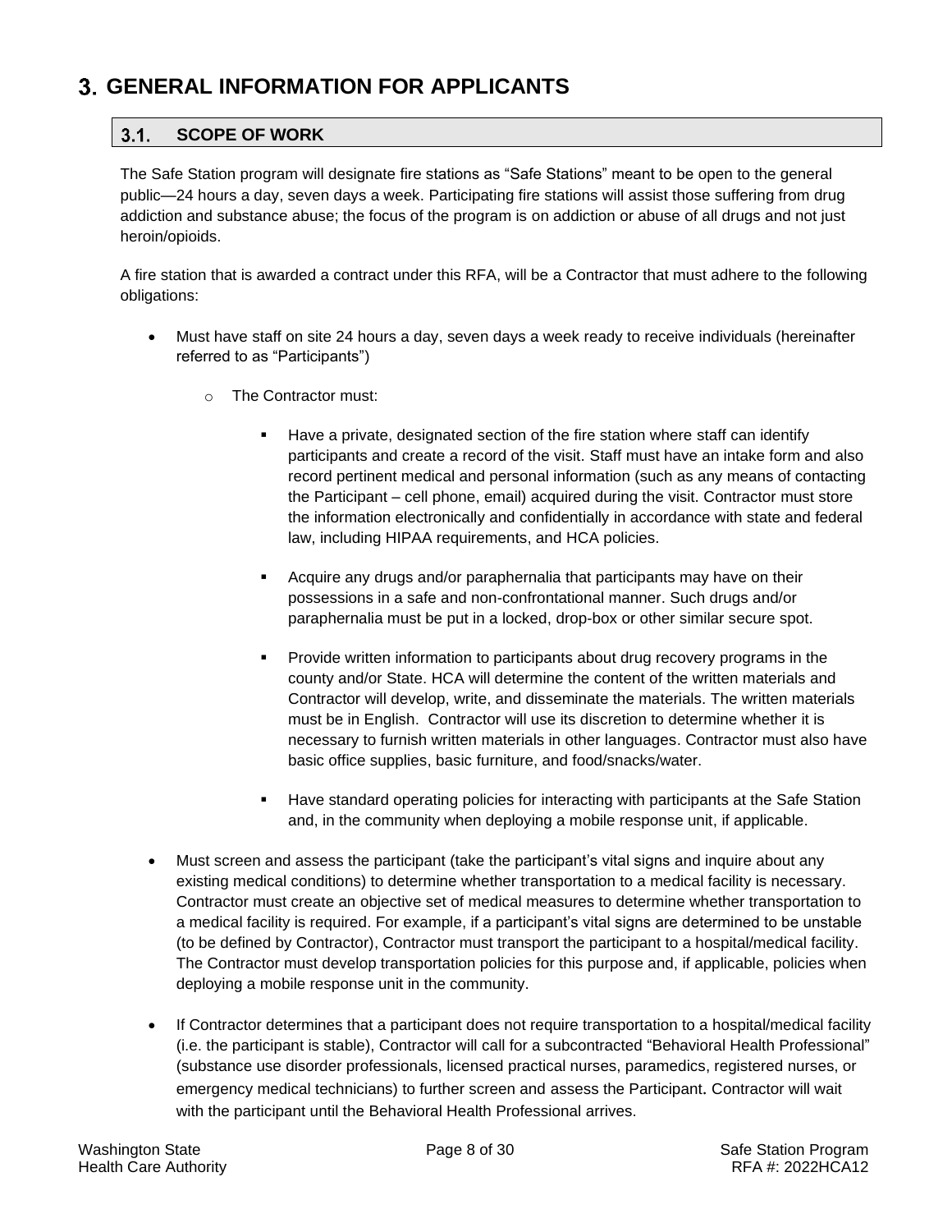# 3. GENERAL INFORMATION FOR APPLICANTS

## 3.1. SCOPE OF WORK

The Safe Station program will designate fire stations as "Safe Stations" meant to be open to the general public—24 hours a day, seven days a week. Participating fire stations will assist those suffering from drug addiction and substance abuse; the focus of the program is on addiction or abuse of all drugs and not just heroin/opioids.

A fire station that is awarded a contract under this RFA, will be a Contractor that must adhere to the following obligations:

- Must have staff on site 24 hours a day, seven days a week ready to receive individuals (hereinafter referred to as "Participants")
  - The Contractor must:
    - Have a private, designated section of the fire station where staff can identify participants and create a record of the visit. Staff must have an intake form and also record pertinent medical and personal information (such as any means of contacting the Participant – cell phone, email) acquired during the visit. Contractor must store the information electronically and confidentially in accordance with state and federal law, including HIPAA requirements, and HCA policies.
    - Acquire any drugs and/or paraphernalia that participants may have on their possessions in a safe and non-confrontational manner. Such drugs and/or paraphernalia must be put in a locked, drop-box or other similar secure spot.
    - Provide written information to participants about drug recovery programs in the county and/or State. HCA will determine the content of the written materials and Contractor will develop, write, and disseminate the materials. The written materials must be in English. Contractor will use its discretion to determine whether it is necessary to furnish written materials in other languages. Contractor must also have basic office supplies, basic furniture, and food/snacks/water.
    - Have standard operating policies for interacting with participants at the Safe Station and, in the community when deploying a mobile response unit, if applicable.
- Must screen and assess the participant (take the participant's vital signs and inquire about any existing medical conditions) to determine whether transportation to a medical facility is necessary. Contractor must create an objective set of medical measures to determine whether transportation to a medical facility is required. For example, if a participant's vital signs are determined to be unstable (to be defined by Contractor), Contractor must transport the participant to a hospital/medical facility. The Contractor must develop transportation policies for this purpose and, if applicable, policies when deploying a mobile response unit in the community.
- If Contractor determines that a participant does not require transportation to a hospital/medical facility (i.e. the participant is stable), Contractor will call for a subcontracted "Behavioral Health Professional" (substance use disorder professionals, licensed practical nurses, paramedics, registered nurses, or emergency medical technicians) to further screen and assess the Participant. Contractor will wait with the participant until the Behavioral Health Professional arrives.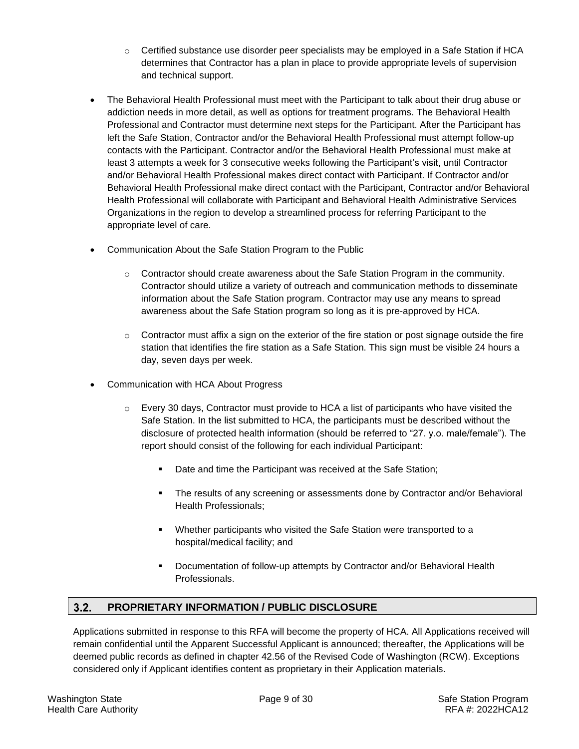- Certified substance use disorder peer specialists may be employed in a Safe Station if HCA determines that Contractor has a plan in place to provide appropriate levels of supervision and technical support.

- The Behavioral Health Professional must meet with the Participant to talk about their drug abuse or addiction needs in more detail, as well as options for treatment programs. The Behavioral Health Professional and Contractor must determine next steps for the Participant. After the Participant has left the Safe Station, Contractor and/or the Behavioral Health Professional must attempt follow-up contacts with the Participant. Contractor and/or the Behavioral Health Professional must make at least 3 attempts a week for 3 consecutive weeks following the Participant's visit, until Contractor and/or Behavioral Health Professional makes direct contact with Participant. If Contractor and/or Behavioral Health Professional make direct contact with the Participant, Contractor and/or Behavioral Health Professional will collaborate with Participant and Behavioral Health Administrative Services Organizations in the region to develop a streamlined process for referring Participant to the appropriate level of care.

- Communication About the Safe Station Program to the Public

  - Contractor should create awareness about the Safe Station Program in the community. Contractor should utilize a variety of outreach and communication methods to disseminate information about the Safe Station program. Contractor may use any means to spread awareness about the Safe Station program so long as it is pre-approved by HCA.

  - Contractor must affix a sign on the exterior of the fire station or post signage outside the fire station that identifies the fire station as a Safe Station. This sign must be visible 24 hours a day, seven days per week.

- Communication with HCA About Progress

  - Every 30 days, Contractor must provide to HCA a list of participants who have visited the Safe Station. In the list submitted to HCA, the participants must be described without the disclosure of protected health information (should be referred to "27. y.o. male/female"). The report should consist of the following for each individual Participant:

    - Date and time the Participant was received at the Safe Station;

    - The results of any screening or assessments done by Contractor and/or Behavioral Health Professionals;

    - Whether participants who visited the Safe Station were transported to a hospital/medical facility; and

    - Documentation of follow-up attempts by Contractor and/or Behavioral Health Professionals.

## 3.2. PROPRIETARY INFORMATION / PUBLIC DISCLOSURE

Applications submitted in response to this RFA will become the property of HCA. All Applications received will remain confidential until the Apparent Successful Applicant is announced; thereafter, the Applications will be deemed public records as defined in chapter 42.56 of the Revised Code of Washington (RCW). Exceptions considered only if Applicant identifies content as proprietary in their Application materials.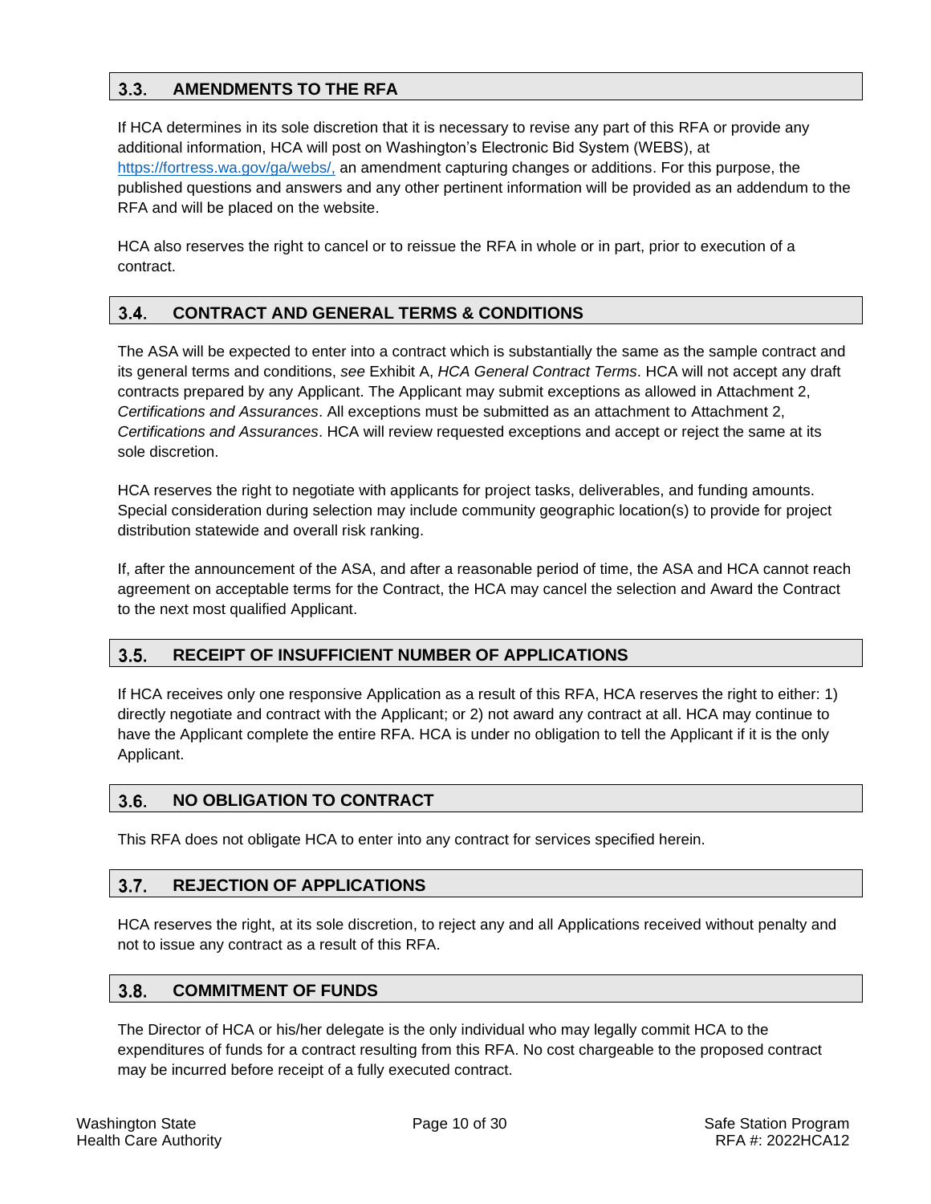## 3.3. AMENDMENTS TO THE RFA

If HCA determines in its sole discretion that it is necessary to revise any part of this RFA or provide any additional information, HCA will post on Washington's Electronic Bid System (WEBS), at [https://fortress.wa.gov/ga/webs/,](https://fortress.wa.gov/ga/webs/) an amendment capturing changes or additions. For this purpose, the published questions and answers and any other pertinent information will be provided as an addendum to the RFA and will be placed on the website.

HCA also reserves the right to cancel or to reissue the RFA in whole or in part, prior to execution of a contract.

## 3.4. CONTRACT AND GENERAL TERMS & CONDITIONS

The ASA will be expected to enter into a contract which is substantially the same as the sample contract and its general terms and conditions, *see* Exhibit A, *HCA General Contract Terms*. HCA will not accept any draft contracts prepared by any Applicant. The Applicant may submit exceptions as allowed in Attachment 2, *Certifications and Assurances*. All exceptions must be submitted as an attachment to Attachment 2, *Certifications and Assurances*. HCA will review requested exceptions and accept or reject the same at its sole discretion.

HCA reserves the right to negotiate with applicants for project tasks, deliverables, and funding amounts. Special consideration during selection may include community geographic location(s) to provide for project distribution statewide and overall risk ranking.

If, after the announcement of the ASA, and after a reasonable period of time, the ASA and HCA cannot reach agreement on acceptable terms for the Contract, the HCA may cancel the selection and Award the Contract to the next most qualified Applicant.

## 3.5. RECEIPT OF INSUFFICIENT NUMBER OF APPLICATIONS

If HCA receives only one responsive Application as a result of this RFA, HCA reserves the right to either: 1) directly negotiate and contract with the Applicant; or 2) not award any contract at all. HCA may continue to have the Applicant complete the entire RFA. HCA is under no obligation to tell the Applicant if it is the only Applicant.

## 3.6. NO OBLIGATION TO CONTRACT

This RFA does not obligate HCA to enter into any contract for services specified herein.

## 3.7. REJECTION OF APPLICATIONS

HCA reserves the right, at its sole discretion, to reject any and all Applications received without penalty and not to issue any contract as a result of this RFA.

## 3.8. COMMITMENT OF FUNDS

The Director of HCA or his/her delegate is the only individual who may legally commit HCA to the expenditures of funds for a contract resulting from this RFA. No cost chargeable to the proposed contract may be incurred before receipt of a fully executed contract.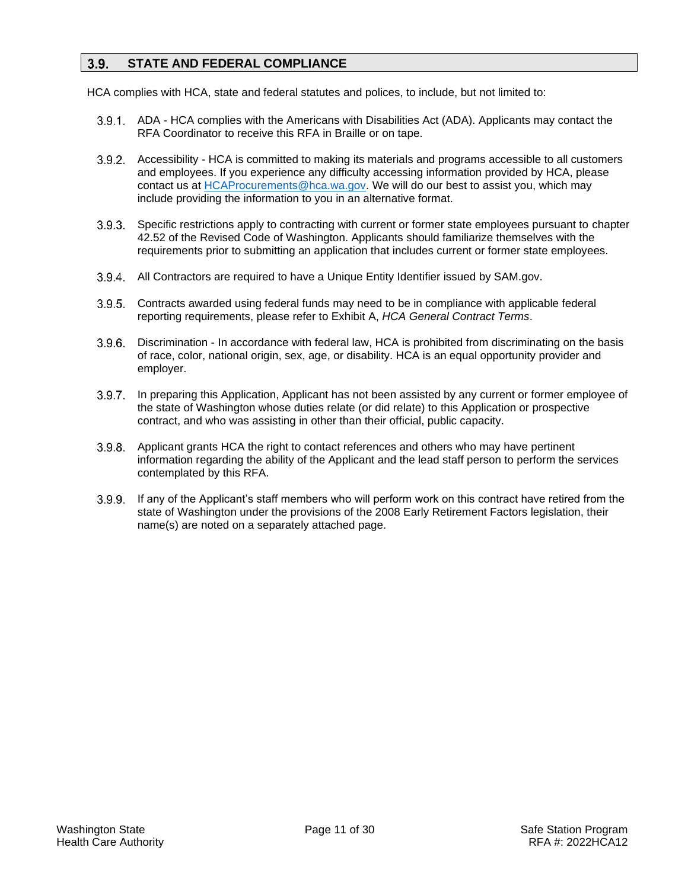## 3.9. STATE AND FEDERAL COMPLIANCE

HCA complies with HCA, state and federal statutes and polices, to include, but not limited to:

3.9.1. ADA - HCA complies with the Americans with Disabilities Act (ADA). Applicants may contact the RFA Coordinator to receive this RFA in Braille or on tape.

3.9.2. Accessibility - HCA is committed to making its materials and programs accessible to all customers and employees. If you experience any difficulty accessing information provided by HCA, please contact us at HCAProcurements@hca.wa.gov. We will do our best to assist you, which may include providing the information to you in an alternative format.

3.9.3. Specific restrictions apply to contracting with current or former state employees pursuant to chapter 42.52 of the Revised Code of Washington. Applicants should familiarize themselves with the requirements prior to submitting an application that includes current or former state employees.

3.9.4. All Contractors are required to have a Unique Entity Identifier issued by SAM.gov.

3.9.5. Contracts awarded using federal funds may need to be in compliance with applicable federal reporting requirements, please refer to Exhibit A, *HCA General Contract Terms*.

3.9.6. Discrimination - In accordance with federal law, HCA is prohibited from discriminating on the basis of race, color, national origin, sex, age, or disability. HCA is an equal opportunity provider and employer.

3.9.7. In preparing this Application, Applicant has not been assisted by any current or former employee of the state of Washington whose duties relate (or did relate) to this Application or prospective contract, and who was assisting in other than their official, public capacity.

3.9.8. Applicant grants HCA the right to contact references and others who may have pertinent information regarding the ability of the Applicant and the lead staff person to perform the services contemplated by this RFA.

3.9.9. If any of the Applicant's staff members who will perform work on this contract have retired from the state of Washington under the provisions of the 2008 Early Retirement Factors legislation, their name(s) are noted on a separately attached page.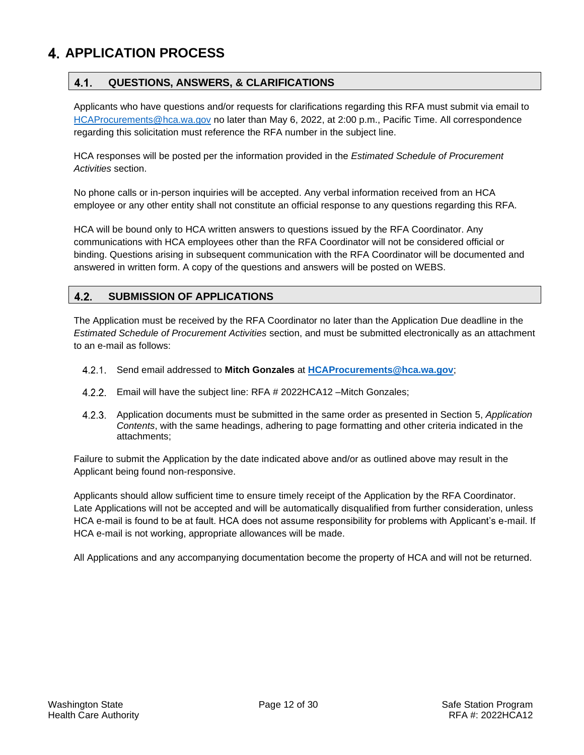# 4. APPLICATION PROCESS

## 4.1. QUESTIONS, ANSWERS, & CLARIFICATIONS

Applicants who have questions and/or requests for clarifications regarding this RFA must submit via email to HCAProcurements@hca.wa.gov no later than May 6, 2022, at 2:00 p.m., Pacific Time. All correspondence regarding this solicitation must reference the RFA number in the subject line.

HCA responses will be posted per the information provided in the *Estimated Schedule of Procurement Activities* section.

No phone calls or in-person inquiries will be accepted. Any verbal information received from an HCA employee or any other entity shall not constitute an official response to any questions regarding this RFA.

HCA will be bound only to HCA written answers to questions issued by the RFA Coordinator. Any communications with HCA employees other than the RFA Coordinator will not be considered official or binding. Questions arising in subsequent communication with the RFA Coordinator will be documented and answered in written form. A copy of the questions and answers will be posted on WEBS.

## 4.2. SUBMISSION OF APPLICATIONS

The Application must be received by the RFA Coordinator no later than the Application Due deadline in the *Estimated Schedule of Procurement Activities* section, and must be submitted electronically as an attachment to an e-mail as follows:

4.2.1. Send email addressed to **Mitch Gonzales** at **HCAProcurements@hca.wa.gov**;

4.2.2. Email will have the subject line: RFA # 2022HCA12 –Mitch Gonzales;

4.2.3. Application documents must be submitted in the same order as presented in Section 5, *Application Contents*, with the same headings, adhering to page formatting and other criteria indicated in the attachments;

Failure to submit the Application by the date indicated above and/or as outlined above may result in the Applicant being found non-responsive.

Applicants should allow sufficient time to ensure timely receipt of the Application by the RFA Coordinator. Late Applications will not be accepted and will be automatically disqualified from further consideration, unless HCA e-mail is found to be at fault. HCA does not assume responsibility for problems with Applicant's e-mail. If HCA e-mail is not working, appropriate allowances will be made.

All Applications and any accompanying documentation become the property of HCA and will not be returned.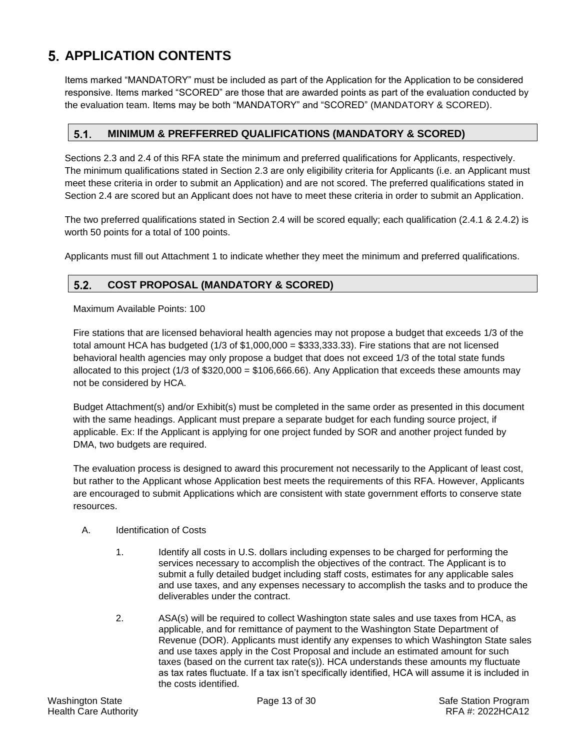# 5. APPLICATION CONTENTS

Items marked "MANDATORY" must be included as part of the Application for the Application to be considered responsive. Items marked "SCORED" are those that are awarded points as part of the evaluation conducted by the evaluation team. Items may be both "MANDATORY" and "SCORED" (MANDATORY & SCORED).

## 5.1. MINIMUM & PREFFERRED QUALIFICATIONS (MANDATORY & SCORED)

Sections 2.3 and 2.4 of this RFA state the minimum and preferred qualifications for Applicants, respectively. The minimum qualifications stated in Section 2.3 are only eligibility criteria for Applicants (i.e. an Applicant must meet these criteria in order to submit an Application) and are not scored. The preferred qualifications stated in Section 2.4 are scored but an Applicant does not have to meet these criteria in order to submit an Application.

The two preferred qualifications stated in Section 2.4 will be scored equally; each qualification (2.4.1 & 2.4.2) is worth 50 points for a total of 100 points.

Applicants must fill out Attachment 1 to indicate whether they meet the minimum and preferred qualifications.

## 5.2. COST PROPOSAL (MANDATORY & SCORED)

Maximum Available Points: 100

Fire stations that are licensed behavioral health agencies may not propose a budget that exceeds 1/3 of the total amount HCA has budgeted (1/3 of $1,000,000 = $333,333.33). Fire stations that are not licensed behavioral health agencies may only propose a budget that does not exceed 1/3 of the total state funds allocated to this project (1/3 of $320,000 = $106,666.66). Any Application that exceeds these amounts may not be considered by HCA.

Budget Attachment(s) and/or Exhibit(s) must be completed in the same order as presented in this document with the same headings. Applicant must prepare a separate budget for each funding source project, if applicable. Ex: If the Applicant is applying for one project funded by SOR and another project funded by DMA, two budgets are required.

The evaluation process is designed to award this procurement not necessarily to the Applicant of least cost, but rather to the Applicant whose Application best meets the requirements of this RFA. However, Applicants are encouraged to submit Applications which are consistent with state government efforts to conserve state resources.

A. Identification of Costs

1. Identify all costs in U.S. dollars including expenses to be charged for performing the services necessary to accomplish the objectives of the contract. The Applicant is to submit a fully detailed budget including staff costs, estimates for any applicable sales and use taxes, and any expenses necessary to accomplish the tasks and to produce the deliverables under the contract.

2. ASA(s) will be required to collect Washington state sales and use taxes from HCA, as applicable, and for remittance of payment to the Washington State Department of Revenue (DOR). Applicants must identify any expenses to which Washington State sales and use taxes apply in the Cost Proposal and include an estimated amount for such taxes (based on the current tax rate(s)). HCA understands these amounts my fluctuate as tax rates fluctuate. If a tax isn't specifically identified, HCA will assume it is included in the costs identified.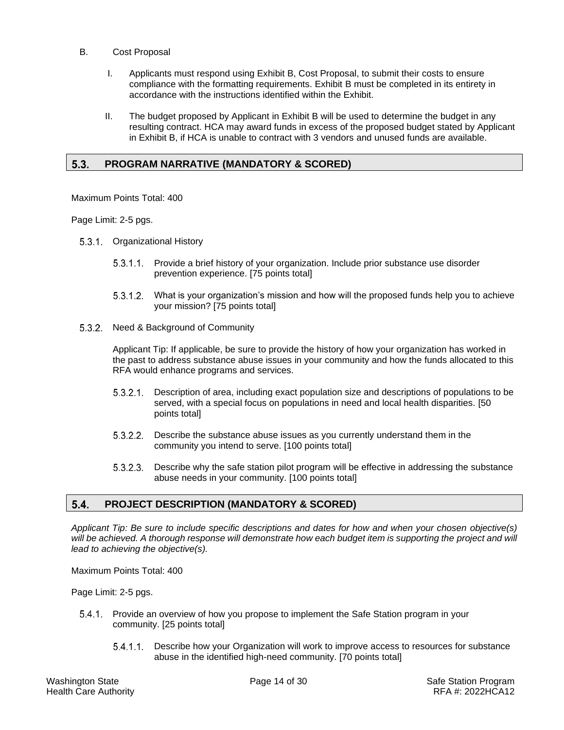B. Cost Proposal

I. Applicants must respond using Exhibit B, Cost Proposal, to submit their costs to ensure compliance with the formatting requirements. Exhibit B must be completed in its entirety in accordance with the instructions identified within the Exhibit.

II. The budget proposed by Applicant in Exhibit B will be used to determine the budget in any resulting contract. HCA may award funds in excess of the proposed budget stated by Applicant in Exhibit B, if HCA is unable to contract with 3 vendors and unused funds are available.

## 5.3. PROGRAM NARRATIVE (MANDATORY & SCORED)

Maximum Points Total: 400

Page Limit: 2-5 pgs.

5.3.1. Organizational History

5.3.1.1. Provide a brief history of your organization. Include prior substance use disorder prevention experience. [75 points total]

5.3.1.2. What is your organization's mission and how will the proposed funds help you to achieve your mission? [75 points total]

5.3.2. Need & Background of Community

Applicant Tip: If applicable, be sure to provide the history of how your organization has worked in the past to address substance abuse issues in your community and how the funds allocated to this RFA would enhance programs and services.

5.3.2.1. Description of area, including exact population size and descriptions of populations to be served, with a special focus on populations in need and local health disparities. [50 points total]

5.3.2.2. Describe the substance abuse issues as you currently understand them in the community you intend to serve. [100 points total]

5.3.2.3. Describe why the safe station pilot program will be effective in addressing the substance abuse needs in your community. [100 points total]

## 5.4. PROJECT DESCRIPTION (MANDATORY & SCORED)

*Applicant Tip: Be sure to include specific descriptions and dates for how and when your chosen objective(s) will be achieved. A thorough response will demonstrate how each budget item is supporting the project and will lead to achieving the objective(s).*

Maximum Points Total: 400

Page Limit: 2-5 pgs.

5.4.1. Provide an overview of how you propose to implement the Safe Station program in your community. [25 points total]

5.4.1.1. Describe how your Organization will work to improve access to resources for substance abuse in the identified high-need community. [70 points total]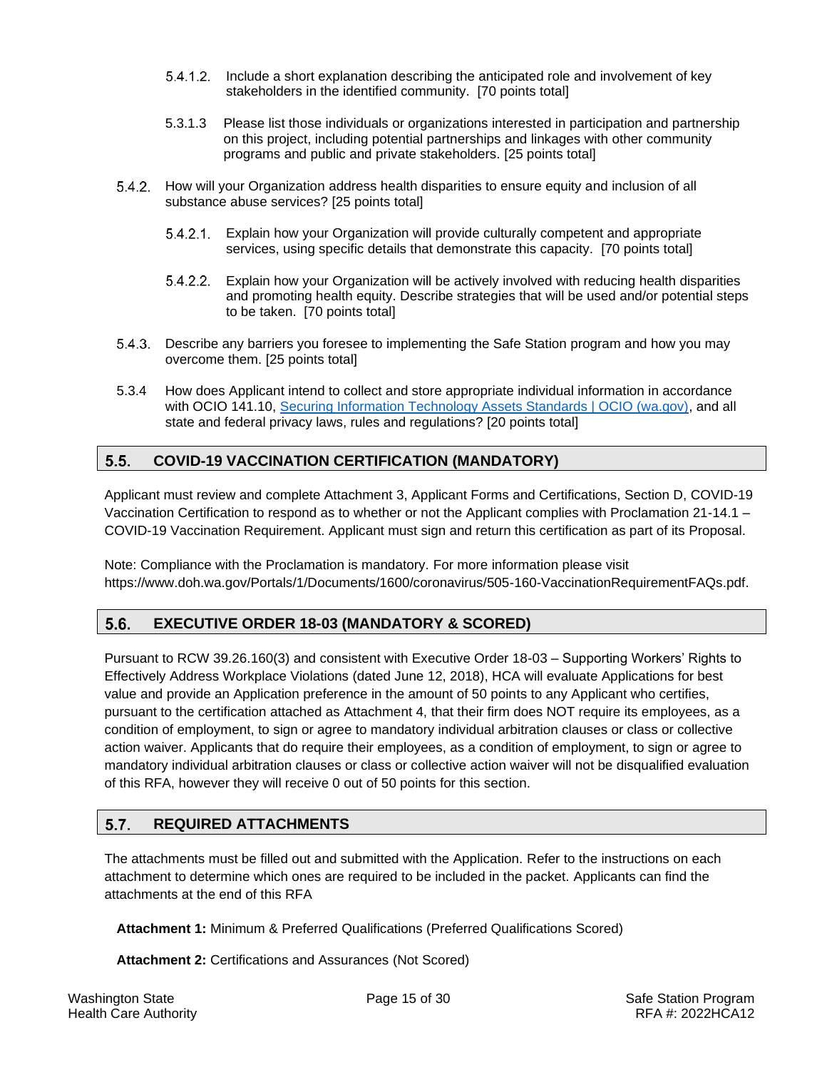5.4.1.2. Include a short explanation describing the anticipated role and involvement of key stakeholders in the identified community. [70 points total]

5.3.1.3 Please list those individuals or organizations interested in participation and partnership on this project, including potential partnerships and linkages with other community programs and public and private stakeholders. [25 points total]

5.4.2. How will your Organization address health disparities to ensure equity and inclusion of all substance abuse services? [25 points total]

5.4.2.1. Explain how your Organization will provide culturally competent and appropriate services, using specific details that demonstrate this capacity. [70 points total]

5.4.2.2. Explain how your Organization will be actively involved with reducing health disparities and promoting health equity. Describe strategies that will be used and/or potential steps to be taken. [70 points total]

5.4.3. Describe any barriers you foresee to implementing the Safe Station program and how you may overcome them. [25 points total]

5.3.4 How does Applicant intend to collect and store appropriate individual information in accordance with OCIO 141.10, [Securing Information Technology Assets Standards | OCIO (wa.gov)](), and all state and federal privacy laws, rules and regulations? [20 points total]

## 5.5. COVID-19 VACCINATION CERTIFICATION (MANDATORY)

Applicant must review and complete Attachment 3, Applicant Forms and Certifications, Section D, COVID-19 Vaccination Certification to respond as to whether or not the Applicant complies with Proclamation 21-14.1 – COVID-19 Vaccination Requirement. Applicant must sign and return this certification as part of its Proposal.

Note: Compliance with the Proclamation is mandatory. For more information please visit https://www.doh.wa.gov/Portals/1/Documents/1600/coronavirus/505-160-VaccinationRequirementFAQs.pdf.

## 5.6. EXECUTIVE ORDER 18-03 (MANDATORY & SCORED)

Pursuant to RCW 39.26.160(3) and consistent with Executive Order 18-03 – Supporting Workers' Rights to Effectively Address Workplace Violations (dated June 12, 2018), HCA will evaluate Applications for best value and provide an Application preference in the amount of 50 points to any Applicant who certifies, pursuant to the certification attached as Attachment 4, that their firm does NOT require its employees, as a condition of employment, to sign or agree to mandatory individual arbitration clauses or class or collective action waiver. Applicants that do require their employees, as a condition of employment, to sign or agree to mandatory individual arbitration clauses or class or collective action waiver will not be disqualified evaluation of this RFA, however they will receive 0 out of 50 points for this section.

## 5.7. REQUIRED ATTACHMENTS

The attachments must be filled out and submitted with the Application. Refer to the instructions on each attachment to determine which ones are required to be included in the packet. Applicants can find the attachments at the end of this RFA

**Attachment 1:** Minimum & Preferred Qualifications (Preferred Qualifications Scored)

**Attachment 2:** Certifications and Assurances (Not Scored)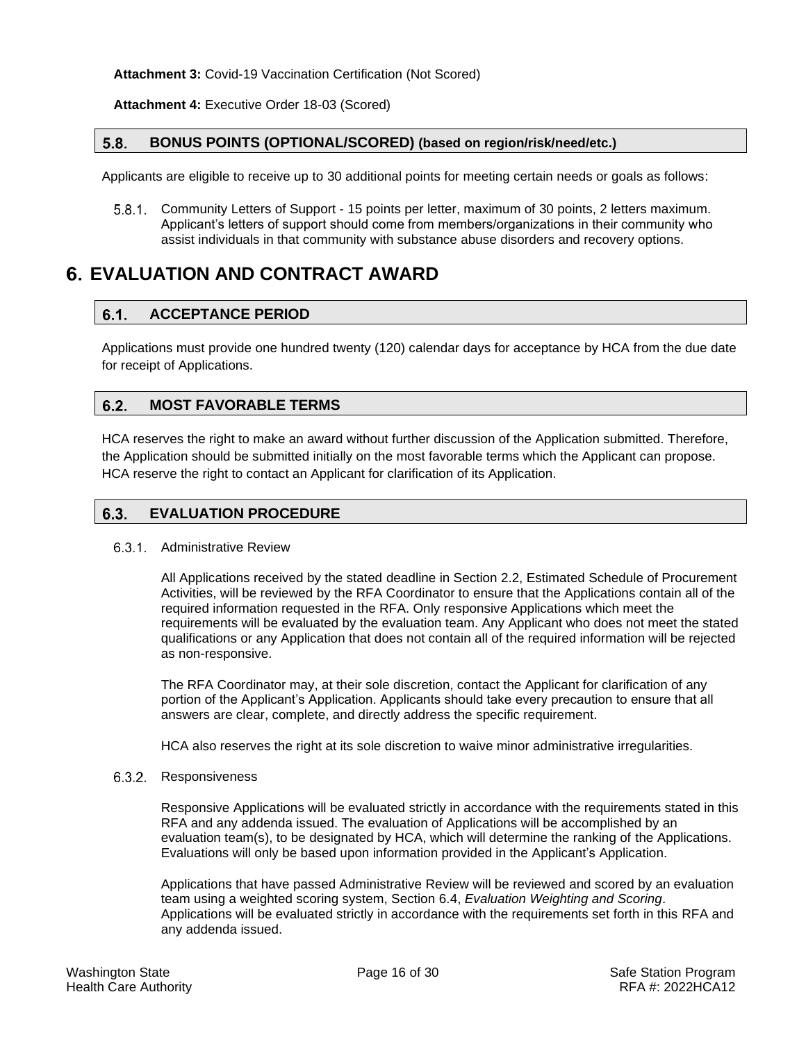**Attachment 3:** Covid-19 Vaccination Certification (Not Scored)

**Attachment 4:** Executive Order 18-03 (Scored)

### 5.8. BONUS POINTS (OPTIONAL/SCORED) (based on region/risk/need/etc.)

Applicants are eligible to receive up to 30 additional points for meeting certain needs or goals as follows:

5.8.1. Community Letters of Support - 15 points per letter, maximum of 30 points, 2 letters maximum. Applicant's letters of support should come from members/organizations in their community who assist individuals in that community with substance abuse disorders and recovery options.

# 6. EVALUATION AND CONTRACT AWARD

### 6.1. ACCEPTANCE PERIOD

Applications must provide one hundred twenty (120) calendar days for acceptance by HCA from the due date for receipt of Applications.

### 6.2. MOST FAVORABLE TERMS

HCA reserves the right to make an award without further discussion of the Application submitted. Therefore, the Application should be submitted initially on the most favorable terms which the Applicant can propose. HCA reserve the right to contact an Applicant for clarification of its Application.

### 6.3. EVALUATION PROCEDURE

6.3.1. Administrative Review

All Applications received by the stated deadline in Section 2.2, Estimated Schedule of Procurement Activities, will be reviewed by the RFA Coordinator to ensure that the Applications contain all of the required information requested in the RFA. Only responsive Applications which meet the requirements will be evaluated by the evaluation team. Any Applicant who does not meet the stated qualifications or any Application that does not contain all of the required information will be rejected as non-responsive.

The RFA Coordinator may, at their sole discretion, contact the Applicant for clarification of any portion of the Applicant's Application. Applicants should take every precaution to ensure that all answers are clear, complete, and directly address the specific requirement.

HCA also reserves the right at its sole discretion to waive minor administrative irregularities.

6.3.2. Responsiveness

Responsive Applications will be evaluated strictly in accordance with the requirements stated in this RFA and any addenda issued. The evaluation of Applications will be accomplished by an evaluation team(s), to be designated by HCA, which will determine the ranking of the Applications. Evaluations will only be based upon information provided in the Applicant's Application.

Applications that have passed Administrative Review will be reviewed and scored by an evaluation team using a weighted scoring system, Section 6.4, *Evaluation Weighting and Scoring*. Applications will be evaluated strictly in accordance with the requirements set forth in this RFA and any addenda issued.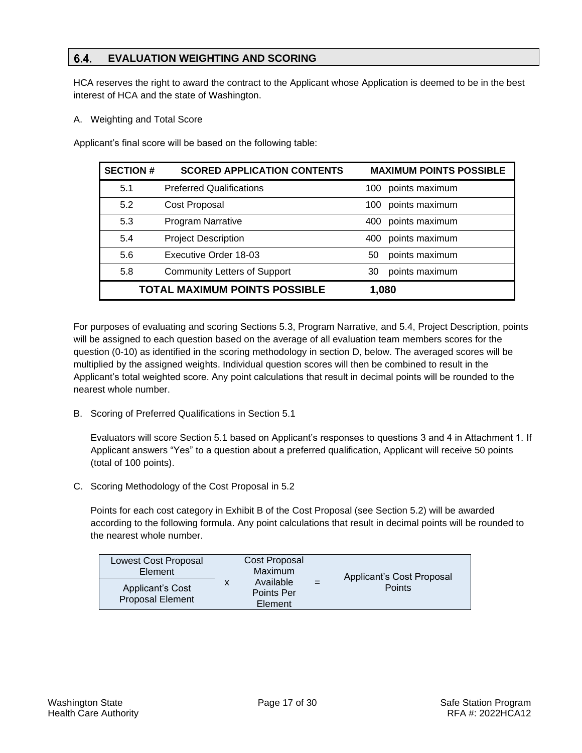## 6.4. EVALUATION WEIGHTING AND SCORING

HCA reserves the right to award the contract to the Applicant whose Application is deemed to be in the best interest of HCA and the state of Washington.

A. Weighting and Total Score

Applicant's final score will be based on the following table:

| SECTION # | SCORED APPLICATION CONTENTS | MAXIMUM POINTS POSSIBLE |
|---|---|---|
| 5.1 | Preferred Qualifications | 100 points maximum |
| 5.2 | Cost Proposal | 100 points maximum |
| 5.3 | Program Narrative | 400 points maximum |
| 5.4 | Project Description | 400 points maximum |
| 5.6 | Executive Order 18-03 | 50 points maximum |
| 5.8 | Community Letters of Support | 30 points maximum |
| | **TOTAL MAXIMUM POINTS POSSIBLE** | **1,080** |

For purposes of evaluating and scoring Sections 5.3, Program Narrative, and 5.4, Project Description, points will be assigned to each question based on the average of all evaluation team members scores for the question (0-10) as identified in the scoring methodology in section D, below. The averaged scores will be multiplied by the assigned weights. Individual question scores will then be combined to result in the Applicant's total weighted score. Any point calculations that result in decimal points will be rounded to the nearest whole number.

B. Scoring of Preferred Qualifications in Section 5.1

Evaluators will score Section 5.1 based on Applicant's responses to questions 3 and 4 in Attachment 1. If Applicant answers "Yes" to a question about a preferred qualification, Applicant will receive 50 points (total of 100 points).

C. Scoring Methodology of the Cost Proposal in 5.2

Points for each cost category in Exhibit B of the Cost Proposal (see Section 5.2) will be awarded according to the following formula. Any point calculations that result in decimal points will be rounded to the nearest whole number.

$$\frac{\text{Lowest Cost Proposal Element}}{\text{Applicant's Cost Proposal Element}} \times \text{Cost Proposal Maximum Available Points Per Element} = \text{Applicant's Cost Proposal Points}$$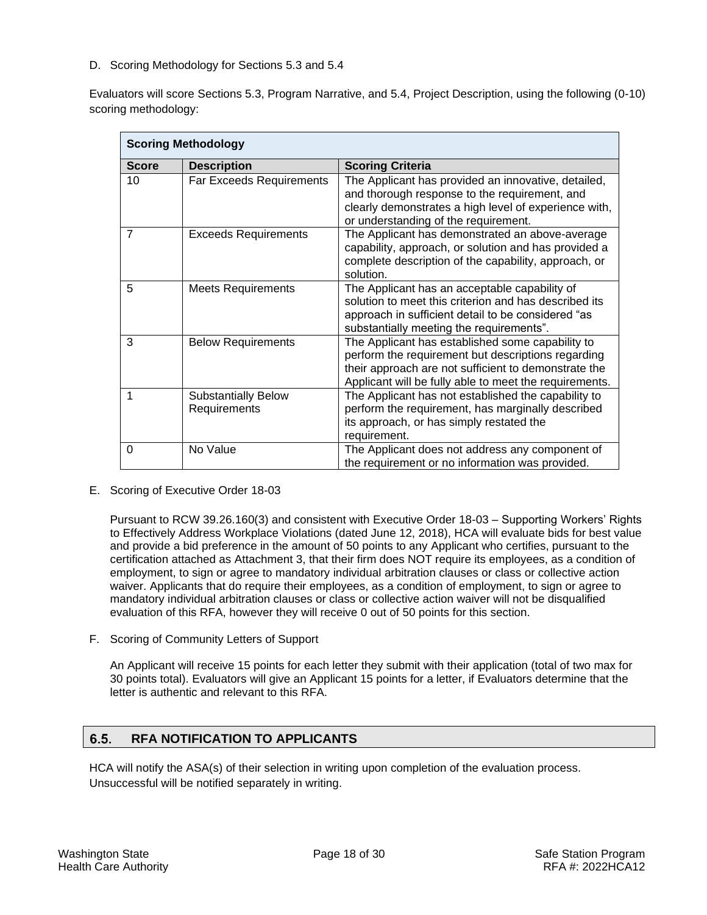D. Scoring Methodology for Sections 5.3 and 5.4

Evaluators will score Sections 5.3, Program Narrative, and 5.4, Project Description, using the following (0-10) scoring methodology:

| **Scoring Methodology** | | |
|---|---|---|
| **Score** | **Description** | **Scoring Criteria** |
| 10 | Far Exceeds Requirements | The Applicant has provided an innovative, detailed, and thorough response to the requirement, and clearly demonstrates a high level of experience with, or understanding of the requirement. |
| 7 | Exceeds Requirements | The Applicant has demonstrated an above-average capability, approach, or solution and has provided a complete description of the capability, approach, or solution. |
| 5 | Meets Requirements | The Applicant has an acceptable capability of solution to meet this criterion and has described its approach in sufficient detail to be considered "as substantially meeting the requirements". |
| 3 | Below Requirements | The Applicant has established some capability to perform the requirement but descriptions regarding their approach are not sufficient to demonstrate the Applicant will be fully able to meet the requirements. |
| 1 | Substantially Below Requirements | The Applicant has not established the capability to perform the requirement, has marginally described its approach, or has simply restated the requirement. |
| 0 | No Value | The Applicant does not address any component of the requirement or no information was provided. |

E. Scoring of Executive Order 18-03

Pursuant to RCW 39.26.160(3) and consistent with Executive Order 18-03 – Supporting Workers' Rights to Effectively Address Workplace Violations (dated June 12, 2018), HCA will evaluate bids for best value and provide a bid preference in the amount of 50 points to any Applicant who certifies, pursuant to the certification attached as Attachment 3, that their firm does NOT require its employees, as a condition of employment, to sign or agree to mandatory individual arbitration clauses or class or collective action waiver. Applicants that do require their employees, as a condition of employment, to sign or agree to mandatory individual arbitration clauses or class or collective action waiver will not be disqualified evaluation of this RFA, however they will receive 0 out of 50 points for this section.

F. Scoring of Community Letters of Support

An Applicant will receive 15 points for each letter they submit with their application (total of two max for 30 points total). Evaluators will give an Applicant 15 points for a letter, if Evaluators determine that the letter is authentic and relevant to this RFA.

## 6.5. RFA NOTIFICATION TO APPLICANTS

HCA will notify the ASA(s) of their selection in writing upon completion of the evaluation process. Unsuccessful will be notified separately in writing.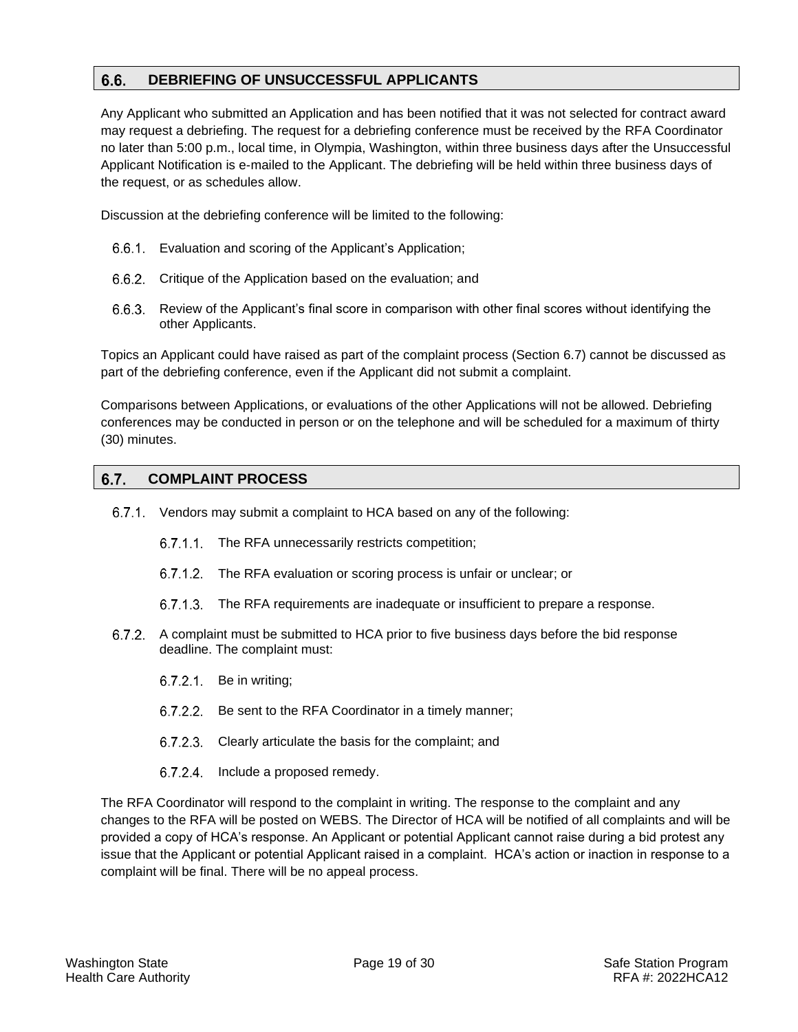## 6.6. DEBRIEFING OF UNSUCCESSFUL APPLICANTS

Any Applicant who submitted an Application and has been notified that it was not selected for contract award may request a debriefing. The request for a debriefing conference must be received by the RFA Coordinator no later than 5:00 p.m., local time, in Olympia, Washington, within three business days after the Unsuccessful Applicant Notification is e-mailed to the Applicant. The debriefing will be held within three business days of the request, or as schedules allow.

Discussion at the debriefing conference will be limited to the following:

6.6.1. Evaluation and scoring of the Applicant's Application;

6.6.2. Critique of the Application based on the evaluation; and

6.6.3. Review of the Applicant's final score in comparison with other final scores without identifying the other Applicants.

Topics an Applicant could have raised as part of the complaint process (Section 6.7) cannot be discussed as part of the debriefing conference, even if the Applicant did not submit a complaint.

Comparisons between Applications, or evaluations of the other Applications will not be allowed. Debriefing conferences may be conducted in person or on the telephone and will be scheduled for a maximum of thirty (30) minutes.

## 6.7. COMPLAINT PROCESS

6.7.1. Vendors may submit a complaint to HCA based on any of the following:

6.7.1.1. The RFA unnecessarily restricts competition;

6.7.1.2. The RFA evaluation or scoring process is unfair or unclear; or

6.7.1.3. The RFA requirements are inadequate or insufficient to prepare a response.

6.7.2. A complaint must be submitted to HCA prior to five business days before the bid response deadline. The complaint must:

6.7.2.1. Be in writing;

6.7.2.2. Be sent to the RFA Coordinator in a timely manner;

6.7.2.3. Clearly articulate the basis for the complaint; and

6.7.2.4. Include a proposed remedy.

The RFA Coordinator will respond to the complaint in writing. The response to the complaint and any changes to the RFA will be posted on WEBS. The Director of HCA will be notified of all complaints and will be provided a copy of HCA's response. An Applicant or potential Applicant cannot raise during a bid protest any issue that the Applicant or potential Applicant raised in a complaint. HCA's action or inaction in response to a complaint will be final. There will be no appeal process.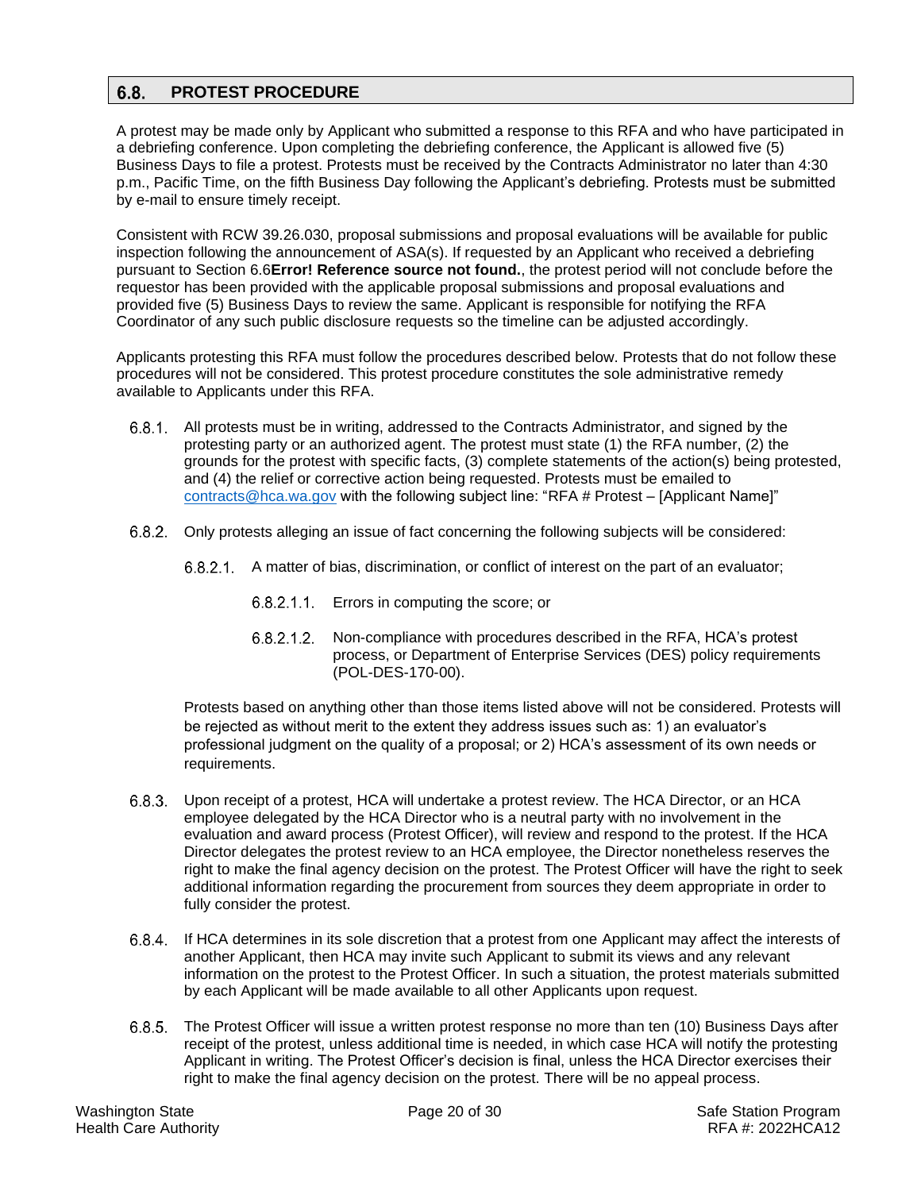## 6.8. PROTEST PROCEDURE

A protest may be made only by Applicant who submitted a response to this RFA and who have participated in a debriefing conference. Upon completing the debriefing conference, the Applicant is allowed five (5) Business Days to file a protest. Protests must be received by the Contracts Administrator no later than 4:30 p.m., Pacific Time, on the fifth Business Day following the Applicant's debriefing. Protests must be submitted by e-mail to ensure timely receipt.

Consistent with RCW 39.26.030, proposal submissions and proposal evaluations will be available for public inspection following the announcement of ASA(s). If requested by an Applicant who received a debriefing pursuant to Section 6.6**Error! Reference source not found.**, the protest period will not conclude before the requestor has been provided with the applicable proposal submissions and proposal evaluations and provided five (5) Business Days to review the same. Applicant is responsible for notifying the RFA Coordinator of any such public disclosure requests so the timeline can be adjusted accordingly.

Applicants protesting this RFA must follow the procedures described below. Protests that do not follow these procedures will not be considered. This protest procedure constitutes the sole administrative remedy available to Applicants under this RFA.

6.8.1. All protests must be in writing, addressed to the Contracts Administrator, and signed by the protesting party or an authorized agent. The protest must state (1) the RFA number, (2) the grounds for the protest with specific facts, (3) complete statements of the action(s) being protested, and (4) the relief or corrective action being requested. Protests must be emailed to contracts@hca.wa.gov with the following subject line: "RFA # Protest – [Applicant Name]"

6.8.2. Only protests alleging an issue of fact concerning the following subjects will be considered:

6.8.2.1. A matter of bias, discrimination, or conflict of interest on the part of an evaluator;

6.8.2.1.1. Errors in computing the score; or

6.8.2.1.2. Non-compliance with procedures described in the RFA, HCA's protest process, or Department of Enterprise Services (DES) policy requirements (POL-DES-170-00).

Protests based on anything other than those items listed above will not be considered. Protests will be rejected as without merit to the extent they address issues such as: 1) an evaluator's professional judgment on the quality of a proposal; or 2) HCA's assessment of its own needs or requirements.

6.8.3. Upon receipt of a protest, HCA will undertake a protest review. The HCA Director, or an HCA employee delegated by the HCA Director who is a neutral party with no involvement in the evaluation and award process (Protest Officer), will review and respond to the protest. If the HCA Director delegates the protest review to an HCA employee, the Director nonetheless reserves the right to make the final agency decision on the protest. The Protest Officer will have the right to seek additional information regarding the procurement from sources they deem appropriate in order to fully consider the protest.

6.8.4. If HCA determines in its sole discretion that a protest from one Applicant may affect the interests of another Applicant, then HCA may invite such Applicant to submit its views and any relevant information on the protest to the Protest Officer. In such a situation, the protest materials submitted by each Applicant will be made available to all other Applicants upon request.

6.8.5. The Protest Officer will issue a written protest response no more than ten (10) Business Days after receipt of the protest, unless additional time is needed, in which case HCA will notify the protesting Applicant in writing. The Protest Officer's decision is final, unless the HCA Director exercises their right to make the final agency decision on the protest. There will be no appeal process.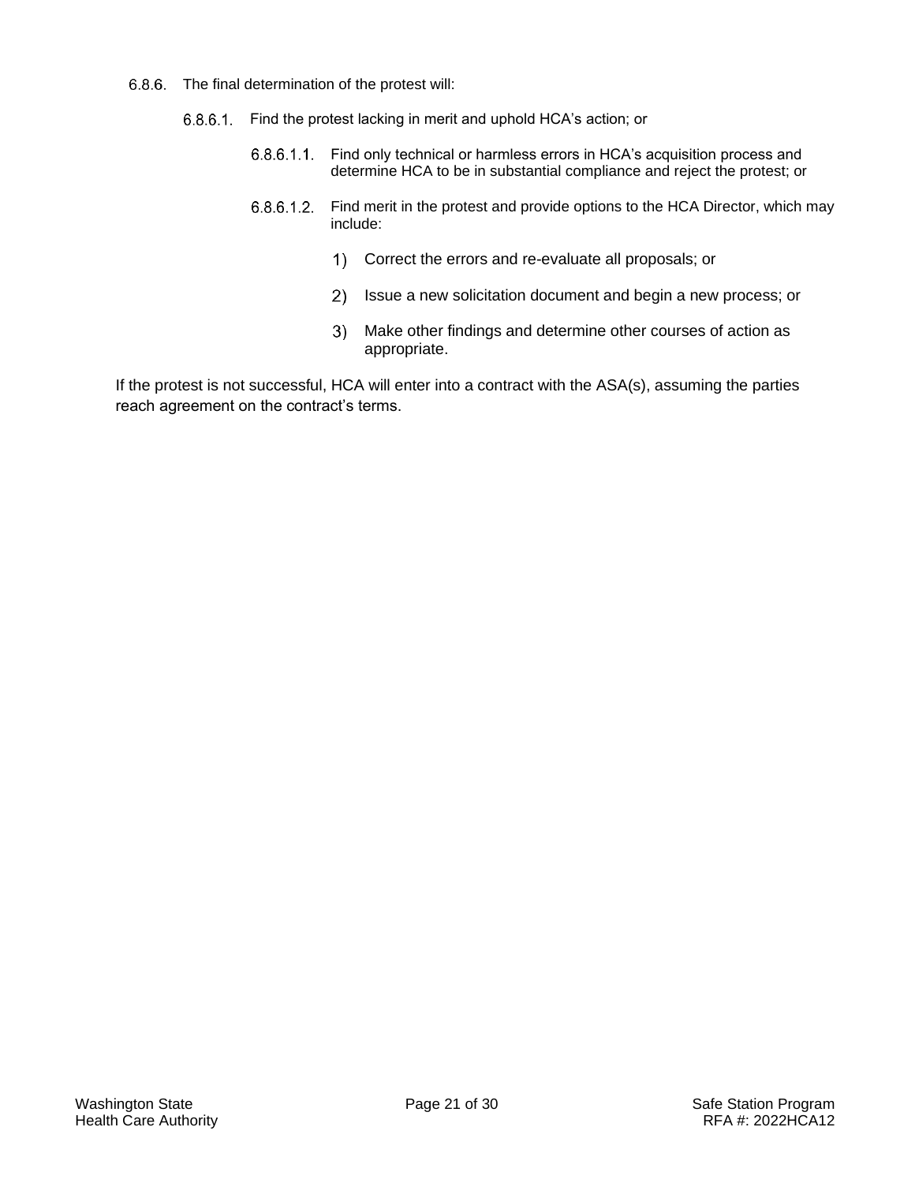6.8.6. The final determination of the protest will:

6.8.6.1. Find the protest lacking in merit and uphold HCA's action; or

6.8.6.1.1. Find only technical or harmless errors in HCA's acquisition process and determine HCA to be in substantial compliance and reject the protest; or

6.8.6.1.2. Find merit in the protest and provide options to the HCA Director, which may include:

1) Correct the errors and re-evaluate all proposals; or

2) Issue a new solicitation document and begin a new process; or

3) Make other findings and determine other courses of action as appropriate.

If the protest is not successful, HCA will enter into a contract with the ASA(s), assuming the parties reach agreement on the contract's terms.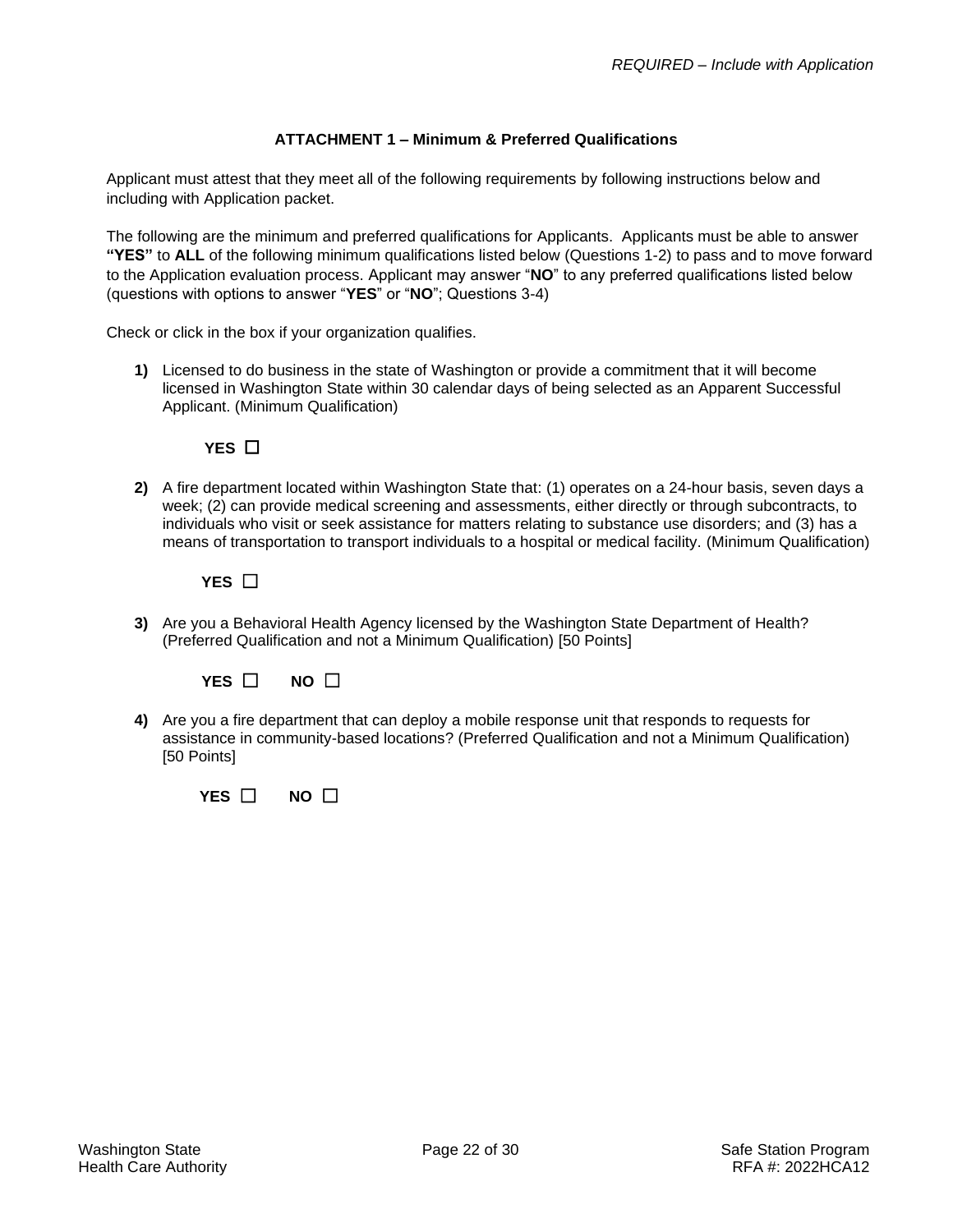*REQUIRED – Include with Application*

## ATTACHMENT 1 – Minimum & Preferred Qualifications

Applicant must attest that they meet all of the following requirements by following instructions below and including with Application packet.

The following are the minimum and preferred qualifications for Applicants. Applicants must be able to answer **"YES"** to **ALL** of the following minimum qualifications listed below (Questions 1-2) to pass and to move forward to the Application evaluation process. Applicant may answer "**NO**" to any preferred qualifications listed below (questions with options to answer "**YES**" or "**NO**"; Questions 3-4)

Check or click in the box if your organization qualifies.

**1)** Licensed to do business in the state of Washington or provide a commitment that it will become licensed in Washington State within 30 calendar days of being selected as an Apparent Successful Applicant. (Minimum Qualification)

**YES** ☐

**2)** A fire department located within Washington State that: (1) operates on a 24-hour basis, seven days a week; (2) can provide medical screening and assessments, either directly or through subcontracts, to individuals who visit or seek assistance for matters relating to substance use disorders; and (3) has a means of transportation to transport individuals to a hospital or medical facility. (Minimum Qualification)

**YES** ☐

**3)** Are you a Behavioral Health Agency licensed by the Washington State Department of Health? (Preferred Qualification and not a Minimum Qualification) [50 Points]

**YES** ☐ **NO** ☐

**4)** Are you a fire department that can deploy a mobile response unit that responds to requests for assistance in community-based locations? (Preferred Qualification and not a Minimum Qualification) [50 Points]

**YES** ☐ **NO** ☐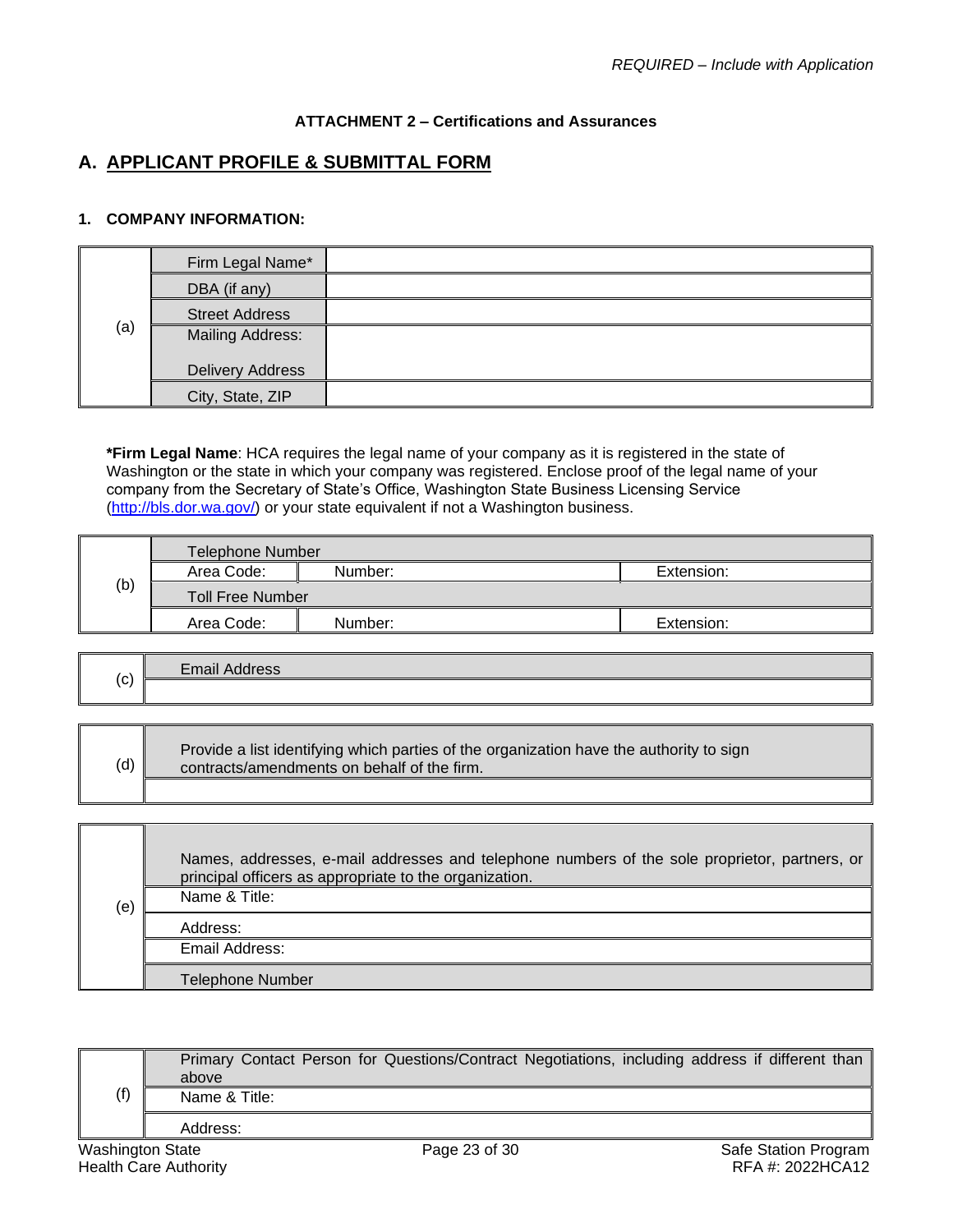*REQUIRED – Include with Application*

**ATTACHMENT 2 – Certifications and Assurances**

## A. APPLICANT PROFILE & SUBMITTAL FORM

### 1. COMPANY INFORMATION:

| | | |
|---|---|---|
| (a) | Firm Legal Name* | |
| | DBA (if any) | |
| | Street Address | |
| | Mailing Address: Delivery Address | |
| | City, State, ZIP | |

***Firm Legal Name**: HCA requires the legal name of your company as it is registered in the state of Washington or the state in which your company was registered. Enclose proof of the legal name of your company from the Secretary of State's Office, Washington State Business Licensing Service (http://bls.dor.wa.gov/) or your state equivalent if not a Washington business.

| | | | |
|---|---|---|---|
| (b) | Telephone Number | | |
| | Area Code: | Number: | Extension: |
| | Toll Free Number | | |
| | Area Code: | Number: | Extension: |

| | |
|---|---|
| (c) | Email Address |
| | |

| | |
|---|---|
| (d) | Provide a list identifying which parties of the organization have the authority to sign contracts/amendments on behalf of the firm. |
| | |

| | |
|---|---|
| (e) | Names, addresses, e-mail addresses and telephone numbers of the sole proprietor, partners, or principal officers as appropriate to the organization. |
| | Name & Title: |
| | Address: |
| | Email Address: |
| | Telephone Number |

| | |
|---|---|
| (f) | Primary Contact Person for Questions/Contract Negotiations, including address if different than above |
| | Name & Title: |
| | Address: |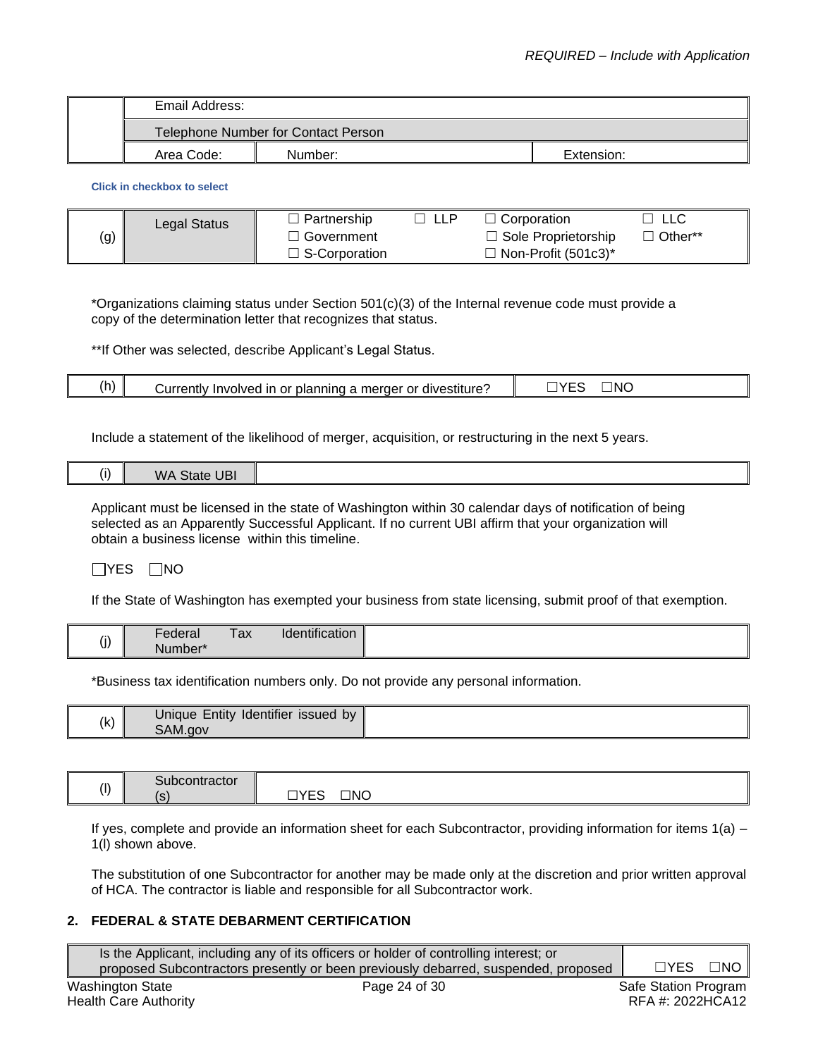*REQUIRED – Include with Application*

| | Email Address: | | |
|---|---|---|---|
| | Telephone Number for Contact Person | | |
| | Area Code: | Number: | Extension: |

**Click in checkbox to select**

| (g) | Legal Status | ☐ Partnership ☐ Government ☐ S-Corporation | ☐ LLP | ☐ Corporation ☐ Sole Proprietorship ☐ Non-Profit (501c3)* | ☐ LLC ☐ Other** |
|---|---|---|---|---|---|

*Organizations claiming status under Section 501(c)(3) of the Internal revenue code must provide a copy of the determination letter that recognizes that status.

**If Other was selected, describe Applicant's Legal Status.

| (h) | Currently Involved in or planning a merger or divestiture? | ☐YES ☐NO |
|---|---|---|

Include a statement of the likelihood of merger, acquisition, or restructuring in the next 5 years.

| (i) | WA State UBI | |
|---|---|---|

Applicant must be licensed in the state of Washington within 30 calendar days of notification of being selected as an Apparently Successful Applicant. If no current UBI affirm that your organization will obtain a business license within this timeline.

☐YES ☐NO

If the State of Washington has exempted your business from state licensing, submit proof of that exemption.

| (j) | Federal Tax Identification Number* | |
|---|---|---|

*Business tax identification numbers only. Do not provide any personal information.

| (k) | Unique Entity Identifier issued by SAM.gov | |
|---|---|---|

| (l) | Subcontractor (s) | ☐YES ☐NO |
|---|---|---|

If yes, complete and provide an information sheet for each Subcontractor, providing information for items 1(a) – 1(l) shown above.

The substitution of one Subcontractor for another may be made only at the discretion and prior written approval of HCA. The contractor is liable and responsible for all Subcontractor work.

## 2. FEDERAL & STATE DEBARMENT CERTIFICATION

| Is the Applicant, including any of its officers or holder of controlling interest; or proposed Subcontractors presently or been previously debarred, suspended, proposed | ☐YES ☐NO |
|---|---|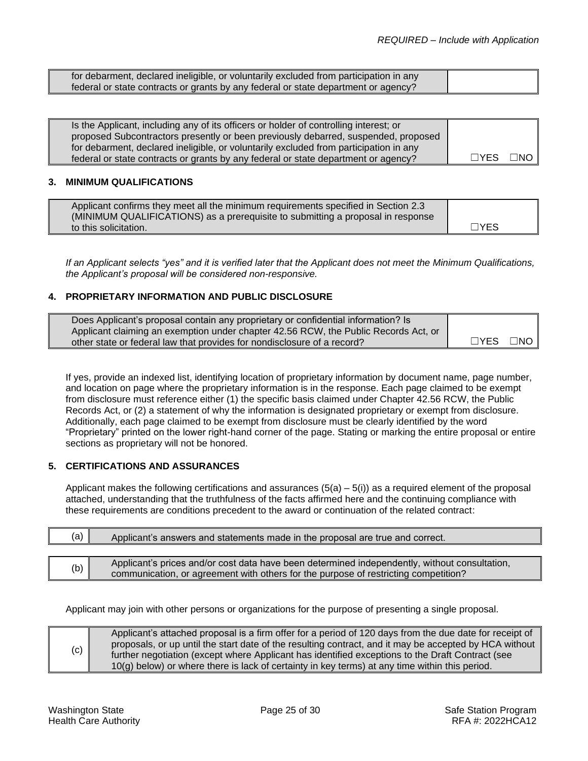| for debarment, declared ineligible, or voluntarily excluded from participation in any federal or state contracts or grants by any federal or state department or agency? | |
|---|---|

| Is the Applicant, including any of its officers or holder of controlling interest; or proposed Subcontractors presently or been previously debarred, suspended, proposed for debarment, declared ineligible, or voluntarily excluded from participation in any federal or state contracts or grants by any federal or state department or agency? | ☐YES ☐NO |
|---|---|

### 3. MINIMUM QUALIFICATIONS

| Applicant confirms they meet all the minimum requirements specified in Section 2.3 (MINIMUM QUALIFICATIONS) as a prerequisite to submitting a proposal in response to this solicitation. | ☐YES |
|---|---|

*If an Applicant selects "yes" and it is verified later that the Applicant does not meet the Minimum Qualifications, the Applicant's proposal will be considered non-responsive.*

### 4. PROPRIETARY INFORMATION AND PUBLIC DISCLOSURE

| Does Applicant's proposal contain any proprietary or confidential information? Is Applicant claiming an exemption under chapter 42.56 RCW, the Public Records Act, or other state or federal law that provides for nondisclosure of a record? | ☐YES ☐NO |
|---|---|

If yes, provide an indexed list, identifying location of proprietary information by document name, page number, and location on page where the proprietary information is in the response. Each page claimed to be exempt from disclosure must reference either (1) the specific basis claimed under Chapter 42.56 RCW, the Public Records Act, or (2) a statement of why the information is designated proprietary or exempt from disclosure. Additionally, each page claimed to be exempt from disclosure must be clearly identified by the word "Proprietary" printed on the lower right-hand corner of the page. Stating or marking the entire proposal or entire sections as proprietary will not be honored.

### 5. CERTIFICATIONS AND ASSURANCES

Applicant makes the following certifications and assurances (5(a) – 5(i)) as a required element of the proposal attached, understanding that the truthfulness of the facts affirmed here and the continuing compliance with these requirements are conditions precedent to the award or continuation of the related contract:

| (a) | Applicant's answers and statements made in the proposal are true and correct. |
|---|---|

| (b) | Applicant's prices and/or cost data have been determined independently, without consultation, communication, or agreement with others for the purpose of restricting competition? |
|---|---|

Applicant may join with other persons or organizations for the purpose of presenting a single proposal.

| (c) | Applicant's attached proposal is a firm offer for a period of 120 days from the due date for receipt of proposals, or up until the start date of the resulting contract, and it may be accepted by HCA without further negotiation (except where Applicant has identified exceptions to the Draft Contract (see 10(g) below) or where there is lack of certainty in key terms) at any time within this period. |
|---|---|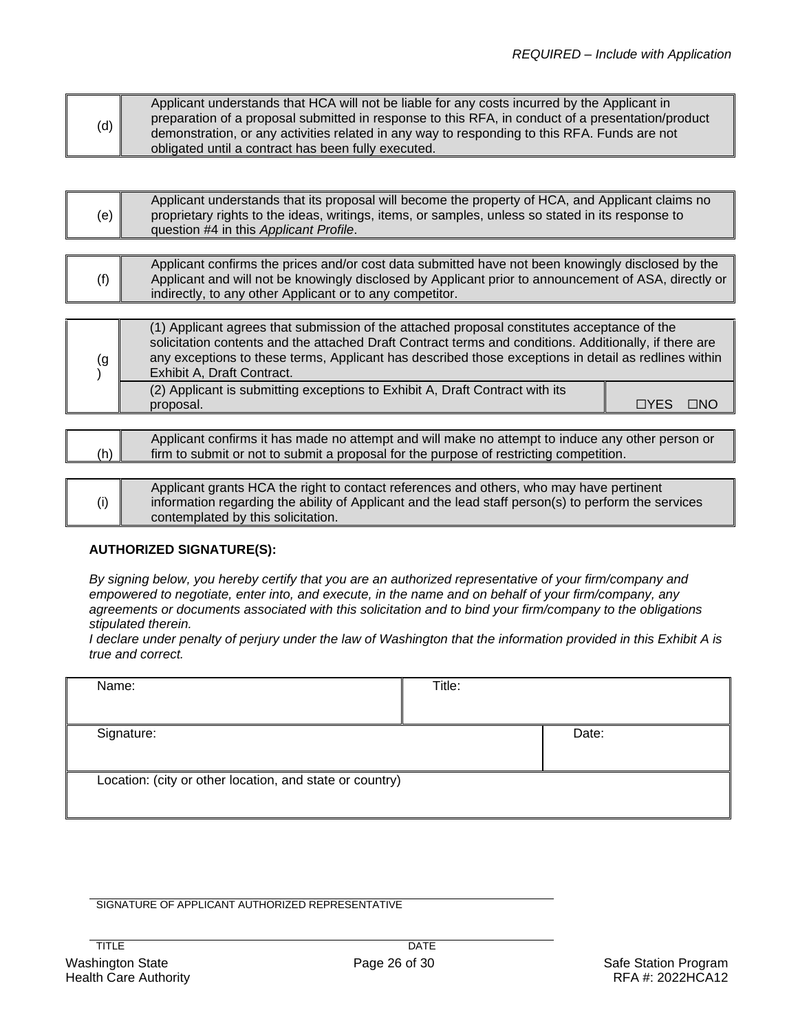*REQUIRED – Include with Application*

| | |
|---|---|
| (d) | Applicant understands that HCA will not be liable for any costs incurred by the Applicant in preparation of a proposal submitted in response to this RFA, in conduct of a presentation/product demonstration, or any activities related in any way to responding to this RFA. Funds are not obligated until a contract has been fully executed. |

| | |
|---|---|
| (e) | Applicant understands that its proposal will become the property of HCA, and Applicant claims no proprietary rights to the ideas, writings, items, or samples, unless so stated in its response to question #4 in this *Applicant Profile*. |

| | |
|---|---|
| (f) | Applicant confirms the prices and/or cost data submitted have not been knowingly disclosed by the Applicant and will not be knowingly disclosed by Applicant prior to announcement of ASA, directly or indirectly, to any other Applicant or to any competitor. |

| | | |
|---|---|---|
| (g) | (1) Applicant agrees that submission of the attached proposal constitutes acceptance of the solicitation contents and the attached Draft Contract terms and conditions. Additionally, if there are any exceptions to these terms, Applicant has described those exceptions in detail as redlines within Exhibit A, Draft Contract. | |
| | (2) Applicant is submitting exceptions to Exhibit A, Draft Contract with its proposal. | ☐YES ☐NO |

| | |
|---|---|
| (h) | Applicant confirms it has made no attempt and will make no attempt to induce any other person or firm to submit or not to submit a proposal for the purpose of restricting competition. |

| | |
|---|---|
| (i) | Applicant grants HCA the right to contact references and others, who may have pertinent information regarding the ability of Applicant and the lead staff person(s) to perform the services contemplated by this solicitation. |

**AUTHORIZED SIGNATURE(S):**

*By signing below, you hereby certify that you are an authorized representative of your firm/company and empowered to negotiate, enter into, and execute, in the name and on behalf of your firm/company, any agreements or documents associated with this solicitation and to bind your firm/company to the obligations stipulated therein.*

*I declare under penalty of perjury under the law of Washington that the information provided in this Exhibit A is true and correct.*

| | |
|---|---|
| Name: | Title: |
| Signature: | Date: |
| Location: (city or other location, and state or country) | |

SIGNATURE OF APPLICANT AUTHORIZED REPRESENTATIVE

TITLE DATE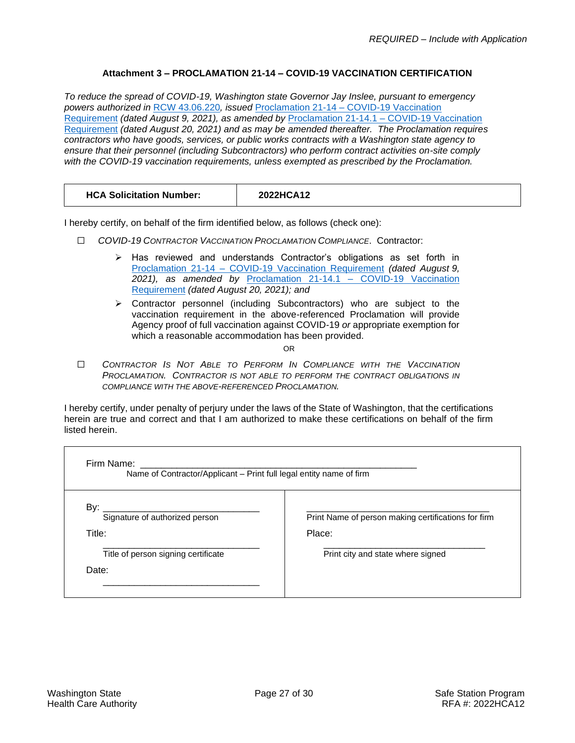*REQUIRED – Include with Application*

### Attachment 3 – PROCLAMATION 21-14 – COVID-19 VACCINATION CERTIFICATION

*To reduce the spread of COVID-19, Washington state Governor Jay Inslee, pursuant to emergency powers authorized in RCW 43.06.220, issued Proclamation 21-14 – COVID-19 Vaccination Requirement (dated August 9, 2021), as amended by Proclamation 21-14.1 – COVID-19 Vaccination Requirement (dated August 20, 2021) and as may be amended thereafter. The Proclamation requires contractors who have goods, services, or public works contracts with a Washington state agency to ensure that their personnel (including Subcontractors) who perform contract activities on-site comply with the COVID-19 vaccination requirements, unless exempted as prescribed by the Proclamation.*

| **HCA Solicitation Number:** | **2022HCA12** |
|---|---|

I hereby certify, on behalf of the firm identified below, as follows (check one):

☐ *COVID-19 CONTRACTOR VACCINATION PROCLAMATION COMPLIANCE*. Contractor:

- Has reviewed and understands Contractor's obligations as set forth in Proclamation 21-14 – COVID-19 Vaccination Requirement *(dated August 9, 2021), as amended by* Proclamation 21-14.1 – COVID-19 Vaccination Requirement *(dated August 20, 2021); and*
- Contractor personnel (including Subcontractors) who are subject to the vaccination requirement in the above-referenced Proclamation will provide Agency proof of full vaccination against COVID-19 *or* appropriate exemption for which a reasonable accommodation has been provided.

OR

☐ *CONTRACTOR IS NOT ABLE TO PERFORM IN COMPLIANCE WITH THE VACCINATION PROCLAMATION. CONTRACTOR IS NOT ABLE TO PERFORM THE CONTRACT OBLIGATIONS IN COMPLIANCE WITH THE ABOVE-REFERENCED PROCLAMATION.*

I hereby certify, under penalty of perjury under the laws of the State of Washington, that the certifications herein are true and correct and that I am authorized to make these certifications on behalf of the firm listed herein.

| Firm Name: ____________________________________________ Name of Contractor/Applicant – Print full legal entity name of firm | |
|---|---|
| By: ______________________________ Signature of authorized person | ______________________________ Print Name of person making certifications for firm |
| Title: ______________________________ Title of person signing certificate | Place: ______________________________ Print city and state where signed |
| Date: ______________________________ | |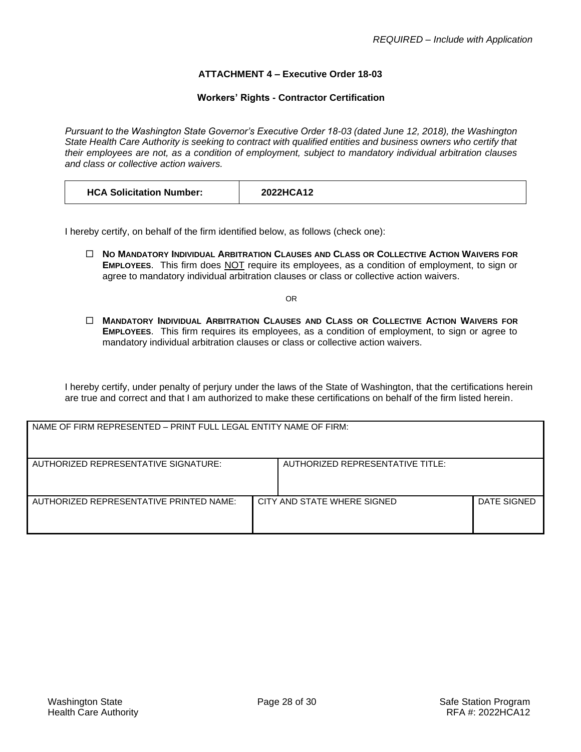*REQUIRED – Include with Application*

**ATTACHMENT 4 – Executive Order 18-03**

**Workers' Rights - Contractor Certification**

*Pursuant to the Washington State Governor's Executive Order 18-03 (dated June 12, 2018), the Washington State Health Care Authority is seeking to contract with qualified entities and business owners who certify that their employees are not, as a condition of employment, subject to mandatory individual arbitration clauses and class or collective action waivers.*

| **HCA Solicitation Number:** | **2022HCA12** |
|---|---|

I hereby certify, on behalf of the firm identified below, as follows (check one):

☐ **NO MANDATORY INDIVIDUAL ARBITRATION CLAUSES AND CLASS OR COLLECTIVE ACTION WAIVERS FOR EMPLOYEES**. This firm does <u>NOT</u> require its employees, as a condition of employment, to sign or agree to mandatory individual arbitration clauses or class or collective action waivers.

OR

☐ **MANDATORY INDIVIDUAL ARBITRATION CLAUSES AND CLASS OR COLLECTIVE ACTION WAIVERS FOR EMPLOYEES**. This firm requires its employees, as a condition of employment, to sign or agree to mandatory individual arbitration clauses or class or collective action waivers.

I hereby certify, under penalty of perjury under the laws of the State of Washington, that the certifications herein are true and correct and that I am authorized to make these certifications on behalf of the firm listed herein.

| NAME OF FIRM REPRESENTED – PRINT FULL LEGAL ENTITY NAME OF FIRM: | | |
|---|---|---|
| AUTHORIZED REPRESENTATIVE SIGNATURE: | AUTHORIZED REPRESENTATIVE TITLE: | |
| AUTHORIZED REPRESENTATIVE PRINTED NAME: | CITY AND STATE WHERE SIGNED | DATE SIGNED |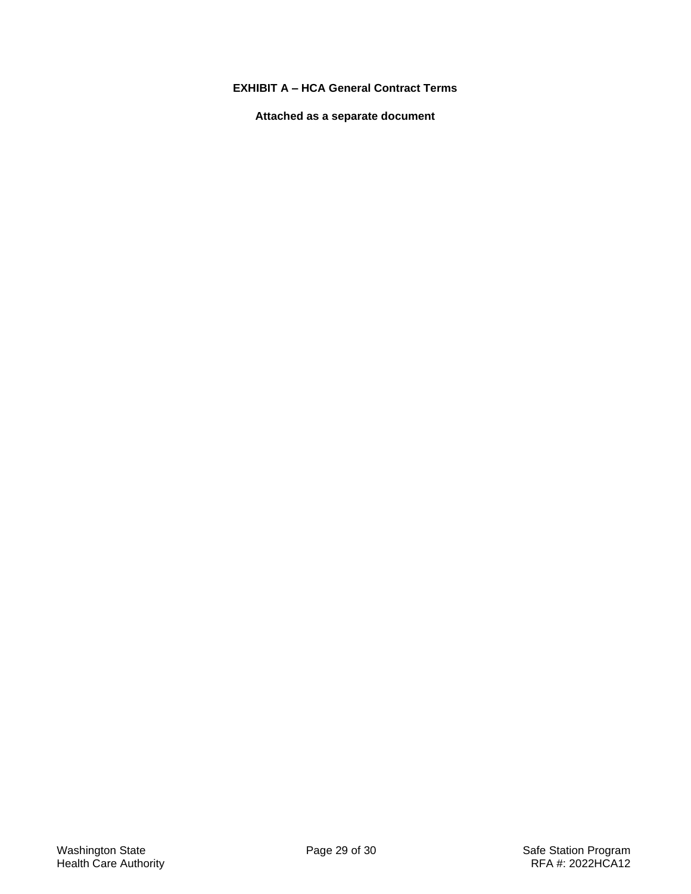**EXHIBIT A – HCA General Contract Terms**

**Attached as a separate document**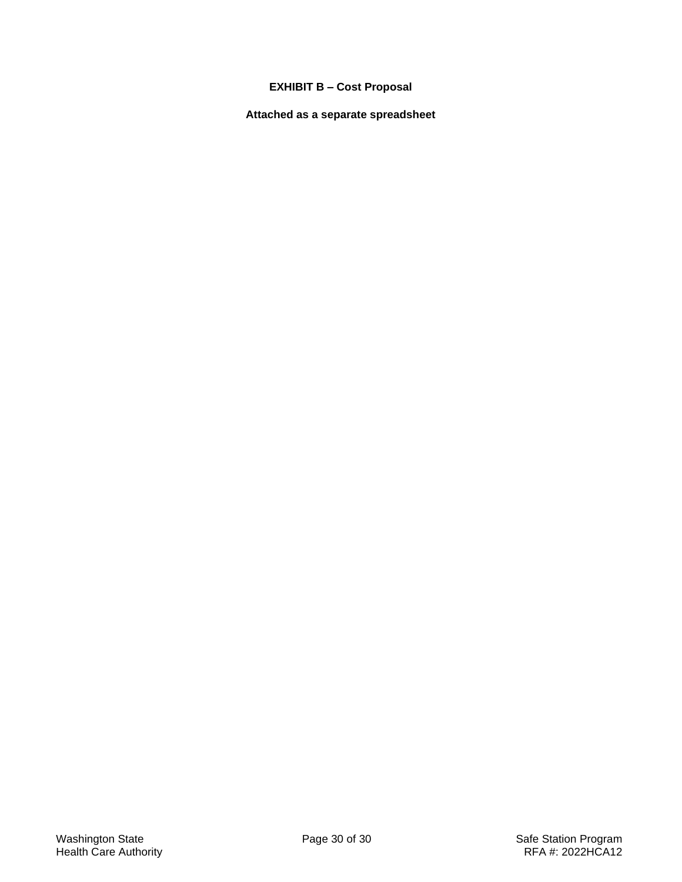**EXHIBIT B – Cost Proposal**

**Attached as a separate spreadsheet**